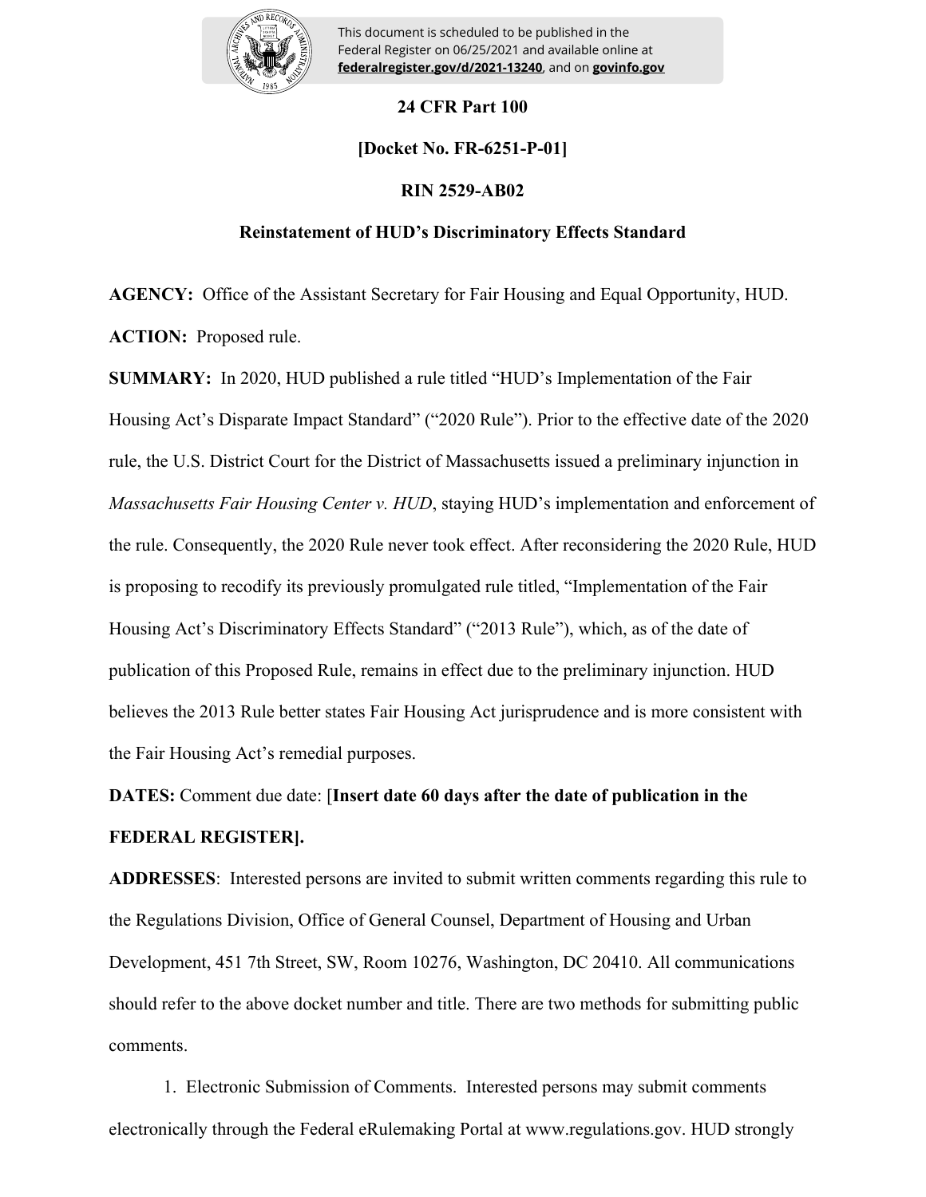This document is scheduled to be published in the Federal Register on 06/25/2021 and available online at **federalregister.gov/d/2021-13240**, and on **govinfo.gov**

**24 CFR Part 100**

**[Docket No. FR-6251-P-01]**

**RIN 2529-AB02**

**Reinstatement of HUD's Discriminatory Effects Standard**

**AGENCY:** Office of the Assistant Secretary for Fair Housing and Equal Opportunity, HUD.

**ACTION:** Proposed rule.

**SUMMARY:** In 2020, HUD published a rule titled "HUD's Implementation of the Fair Housing Act's Disparate Impact Standard" ("2020 Rule"). Prior to the effective date of the 2020 rule, the U.S. District Court for the District of Massachusetts issued a preliminary injunction in *Massachusetts Fair Housing Center v. HUD*, staying HUD's implementation and enforcement of the rule. Consequently, the 2020 Rule never took effect. After reconsidering the 2020 Rule, HUD is proposing to recodify its previously promulgated rule titled, "Implementation of the Fair Housing Act's Discriminatory Effects Standard" ("2013 Rule"), which, as of the date of publication of this Proposed Rule, remains in effect due to the preliminary injunction. HUD believes the 2013 Rule better states Fair Housing Act jurisprudence and is more consistent with the Fair Housing Act's remedial purposes.

**DATES:** Comment due date: [**Insert date 60 days after the date of publication in the FEDERAL REGISTER].**

**ADDRESSES**: Interested persons are invited to submit written comments regarding this rule to the Regulations Division, Office of General Counsel, Department of Housing and Urban Development, 451 7th Street, SW, Room 10276, Washington, DC 20410. All communications should refer to the above docket number and title. There are two methods for submitting public comments.

1. Electronic Submission of Comments. Interested persons may submit comments electronically through the Federal eRulemaking Portal at www.regulations.gov. HUD strongly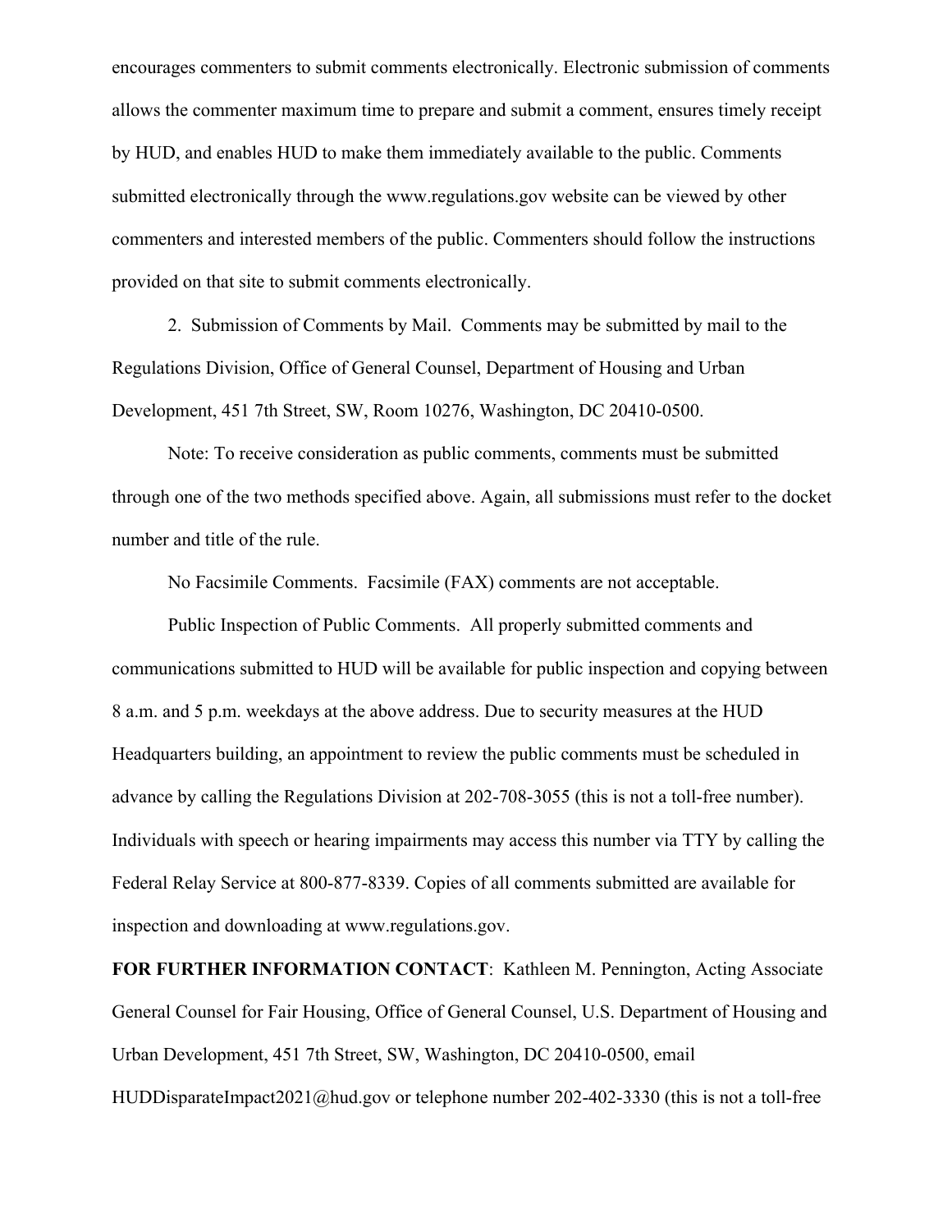encourages commenters to submit comments electronically. Electronic submission of comments allows the commenter maximum time to prepare and submit a comment, ensures timely receipt by HUD, and enables HUD to make them immediately available to the public. Comments submitted electronically through the www.regulations.gov website can be viewed by other commenters and interested members of the public. Commenters should follow the instructions provided on that site to submit comments electronically.

2. Submission of Comments by Mail. Comments may be submitted by mail to the Regulations Division, Office of General Counsel, Department of Housing and Urban Development, 451 7th Street, SW, Room 10276, Washington, DC 20410-0500.

Note: To receive consideration as public comments, comments must be submitted through one of the two methods specified above. Again, all submissions must refer to the docket number and title of the rule.

No Facsimile Comments. Facsimile (FAX) comments are not acceptable.

Public Inspection of Public Comments. All properly submitted comments and communications submitted to HUD will be available for public inspection and copying between 8 a.m. and 5 p.m. weekdays at the above address. Due to security measures at the HUD Headquarters building, an appointment to review the public comments must be scheduled in advance by calling the Regulations Division at 202-708-3055 (this is not a toll-free number). Individuals with speech or hearing impairments may access this number via TTY by calling the Federal Relay Service at 800-877-8339. Copies of all comments submitted are available for inspection and downloading at www.regulations.gov.

**FOR FURTHER INFORMATION CONTACT**: Kathleen M. Pennington, Acting Associate General Counsel for Fair Housing, Office of General Counsel, U.S. Department of Housing and Urban Development, 451 7th Street, SW, Washington, DC 20410-0500, email HUDDisparateImpact2021@hud.gov or telephone number 202-402-3330 (this is not a toll-free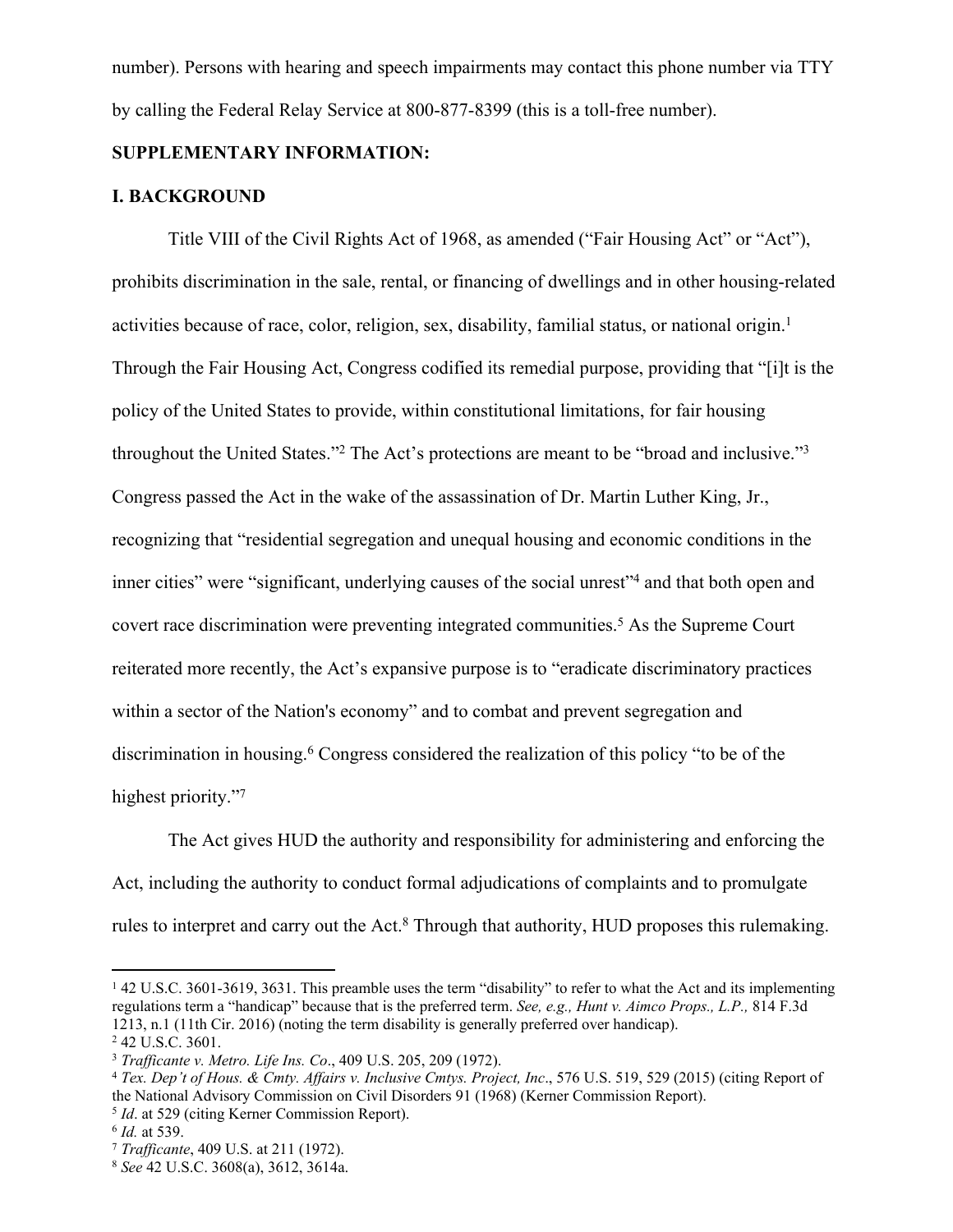number). Persons with hearing and speech impairments may contact this phone number via TTY by calling the Federal Relay Service at 800-877-8399 (this is a toll-free number).

**SUPPLEMENTARY INFORMATION:**

**I. BACKGROUND**

Title VIII of the Civil Rights Act of 1968, as amended ("Fair Housing Act" or "Act"), prohibits discrimination in the sale, rental, or financing of dwellings and in other housing-related activities because of race, color, religion, sex, disability, familial status, or national origin.[1] Through the Fair Housing Act, Congress codified its remedial purpose, providing that "[i]t is the policy of the United States to provide, within constitutional limitations, for fair housing throughout the United States."[2] The Act's protections are meant to be "broad and inclusive."[3] Congress passed the Act in the wake of the assassination of Dr. Martin Luther King, Jr., recognizing that "residential segregation and unequal housing and economic conditions in the inner cities" were "significant, underlying causes of the social unrest"[4] and that both open and covert race discrimination were preventing integrated communities.[5] As the Supreme Court reiterated more recently, the Act's expansive purpose is to "eradicate discriminatory practices within a sector of the Nation's economy" and to combat and prevent segregation and discrimination in housing.[6] Congress considered the realization of this policy "to be of the highest priority."[7]

The Act gives HUD the authority and responsibility for administering and enforcing the Act, including the authority to conduct formal adjudications of complaints and to promulgate rules to interpret and carry out the Act.[8] Through that authority, HUD proposes this rulemaking.

---

[1] 42 U.S.C. 3601-3619, 3631. This preamble uses the term "disability" to refer to what the Act and its implementing regulations term a "handicap" because that is the preferred term. *See, e.g., Hunt v. Aimco Props., L.P.,* 814 F.3d 1213, n.1 (11th Cir. 2016) (noting the term disability is generally preferred over handicap).

[2] 42 U.S.C. 3601.

[3] *Trafficante v. Metro. Life Ins. Co*., 409 U.S. 205, 209 (1972).

[4] *Tex. Dep't of Hous. & Cmty. Affairs v. Inclusive Cmtys. Project, Inc*., 576 U.S. 519, 529 (2015) (citing Report of the National Advisory Commission on Civil Disorders 91 (1968) (Kerner Commission Report).

[5] *Id*. at 529 (citing Kerner Commission Report).

[6] *Id.* at 539.

[7] *Trafficante*, 409 U.S. at 211 (1972).

[8] *See* 42 U.S.C. 3608(a), 3612, 3614a.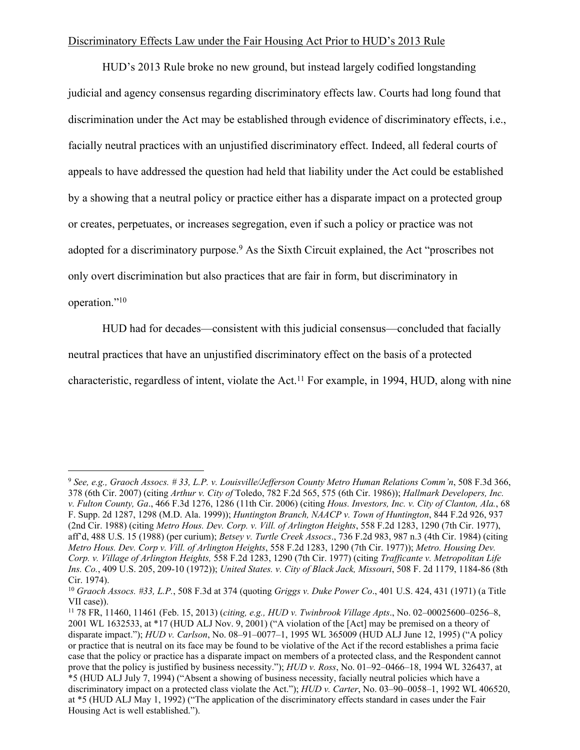Discriminatory Effects Law under the Fair Housing Act Prior to HUD's 2013 Rule

HUD's 2013 Rule broke no new ground, but instead largely codified longstanding judicial and agency consensus regarding discriminatory effects law. Courts had long found that discrimination under the Act may be established through evidence of discriminatory effects, i.e., facially neutral practices with an unjustified discriminatory effect. Indeed, all federal courts of appeals to have addressed the question had held that liability under the Act could be established by a showing that a neutral policy or practice either has a disparate impact on a protected group or creates, perpetuates, or increases segregation, even if such a policy or practice was not adopted for a discriminatory purpose.[9] As the Sixth Circuit explained, the Act "proscribes not only overt discrimination but also practices that are fair in form, but discriminatory in operation."[10]

HUD had for decades—consistent with this judicial consensus—concluded that facially neutral practices that have an unjustified discriminatory effect on the basis of a protected characteristic, regardless of intent, violate the Act.[11] For example, in 1994, HUD, along with nine

---

[9] *See, e.g., Graoch Assocs. # 33, L.P. v. Louisville/Jefferson County Metro Human Relations Comm'n*, 508 F.3d 366, 378 (6th Cir. 2007) (citing *Arthur v. City of* Toledo, 782 F.2d 565, 575 (6th Cir. 1986)); *Hallmark Developers, Inc. v. Fulton County, Ga*., 466 F.3d 1276, 1286 (11th Cir. 2006) (citing *Hous. Investors, Inc. v. City of Clanton, Ala.*, 68 F. Supp. 2d 1287, 1298 (M.D. Ala. 1999)); *Huntington Branch, NAACP v. Town of Huntington*, 844 F.2d 926, 937 (2nd Cir. 1988) (citing *Metro Hous. Dev. Corp. v. Vill. of Arlington Heights*, 558 F.2d 1283, 1290 (7th Cir. 1977), aff'd, 488 U.S. 15 (1988) (per curium); *Betsey v. Turtle Creek Assocs*., 736 F.2d 983, 987 n.3 (4th Cir. 1984) (citing *Metro Hous. Dev. Corp v. Vill. of Arlington Heights*, 558 F.2d 1283, 1290 (7th Cir. 1977)); *Metro. Housing Dev. Corp. v. Village of Arlington Heights,* 558 F.2d 1283, 1290 (7th Cir. 1977) (citing *Trafficante v. Metropolitan Life Ins. Co.*, 409 U.S. 205, 209-10 (1972)); *United States. v. City of Black Jack, Missouri*, 508 F. 2d 1179, 1184-86 (8th Cir. 1974).

[10] *Graoch Assocs. #33, L.P.*, 508 F.3d at 374 (quoting *Griggs v. Duke Power Co*., 401 U.S. 424, 431 (1971) (a Title VII case)).

[11] 78 FR, 11460, 11461 (Feb. 15, 2013) (*citing, e.g., HUD v. Twinbrook Village Apts*., No. 02–00025600–0256–8, 2001 WL 1632533, at *17 (HUD ALJ Nov. 9, 2001) ("A violation of the [Act] may be premised on a theory of disparate impact."); *HUD v. Carlson*, No. 08–91–0077–1, 1995 WL 365009 (HUD ALJ June 12, 1995) ("A policy or practice that is neutral on its face may be found to be violative of the Act if the record establishes a prima facie case that the policy or practice has a disparate impact on members of a protected class, and the Respondent cannot prove that the policy is justified by business necessity."); *HUD v. Ross*, No. 01–92–0466–18, 1994 WL 326437, at *5 (HUD ALJ July 7, 1994) ("Absent a showing of business necessity, facially neutral policies which have a discriminatory impact on a protected class violate the Act."); *HUD v. Carter*, No. 03–90–0058–1, 1992 WL 406520, at *5 (HUD ALJ May 1, 1992) ("The application of the discriminatory effects standard in cases under the Fair Housing Act is well established.").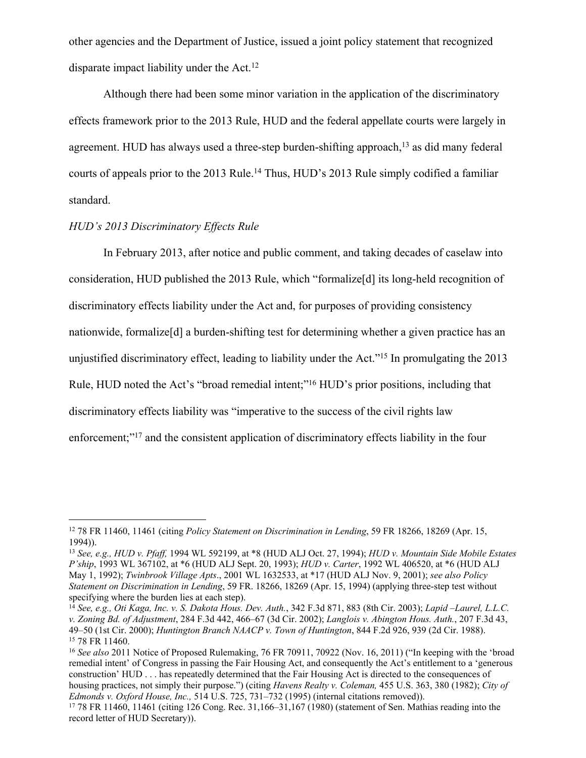other agencies and the Department of Justice, issued a joint policy statement that recognized disparate impact liability under the Act.[12]

Although there had been some minor variation in the application of the discriminatory effects framework prior to the 2013 Rule, HUD and the federal appellate courts were largely in agreement. HUD has always used a three-step burden-shifting approach,[13] as did many federal courts of appeals prior to the 2013 Rule.[14] Thus, HUD's 2013 Rule simply codified a familiar standard.

*HUD's 2013 Discriminatory Effects Rule*

In February 2013, after notice and public comment, and taking decades of caselaw into consideration, HUD published the 2013 Rule, which "formalize[d] its long-held recognition of discriminatory effects liability under the Act and, for purposes of providing consistency nationwide, formalize[d] a burden-shifting test for determining whether a given practice has an unjustified discriminatory effect, leading to liability under the Act."[15] In promulgating the 2013 Rule, HUD noted the Act's "broad remedial intent;"[16] HUD's prior positions, including that discriminatory effects liability was "imperative to the success of the civil rights law enforcement;"[17] and the consistent application of discriminatory effects liability in the four

---

[12] 78 FR 11460, 11461 (citing *Policy Statement on Discrimination in Lending*, 59 FR 18266, 18269 (Apr. 15, 1994)).

[13] *See, e.g., HUD v. Pfaff,* 1994 WL 592199, at *8 (HUD ALJ Oct. 27, 1994); *HUD v. Mountain Side Mobile Estates P'ship*, 1993 WL 367102, at *6 (HUD ALJ Sept. 20, 1993); *HUD v. Carter*, 1992 WL 406520, at *6 (HUD ALJ May 1, 1992); *Twinbrook Village Apts*., 2001 WL 1632533, at *17 (HUD ALJ Nov. 9, 2001); *see also Policy Statement on Discrimination in Lending*, 59 FR. 18266, 18269 (Apr. 15, 1994) (applying three-step test without specifying where the burden lies at each step).

[14] *See, e.g., Oti Kaga, Inc. v. S. Dakota Hous. Dev. Auth.*, 342 F.3d 871, 883 (8th Cir. 2003); *Lapid –Laurel, L.L.C. v. Zoning Bd. of Adjustment*, 284 F.3d 442, 466–67 (3d Cir. 2002); *Langlois v. Abington Hous. Auth.*, 207 F.3d 43, 49–50 (1st Cir. 2000); *Huntington Branch NAACP v. Town of Huntington*, 844 F.2d 926, 939 (2d Cir. 1988).

[15] 78 FR 11460.

[16] *See also* 2011 Notice of Proposed Rulemaking, 76 FR 70911, 70922 (Nov. 16, 2011) ("In keeping with the 'broad remedial intent' of Congress in passing the Fair Housing Act, and consequently the Act's entitlement to a 'generous construction' HUD . . . has repeatedly determined that the Fair Housing Act is directed to the consequences of housing practices, not simply their purpose.") (citing *Havens Realty v. Coleman,* 455 U.S. 363, 380 (1982); *City of Edmonds v. Oxford House, Inc.,* 514 U.S. 725, 731–732 (1995) (internal citations removed)).

[17] 78 FR 11460, 11461 (citing 126 Cong. Rec. 31,166–31,167 (1980) (statement of Sen. Mathias reading into the record letter of HUD Secretary)).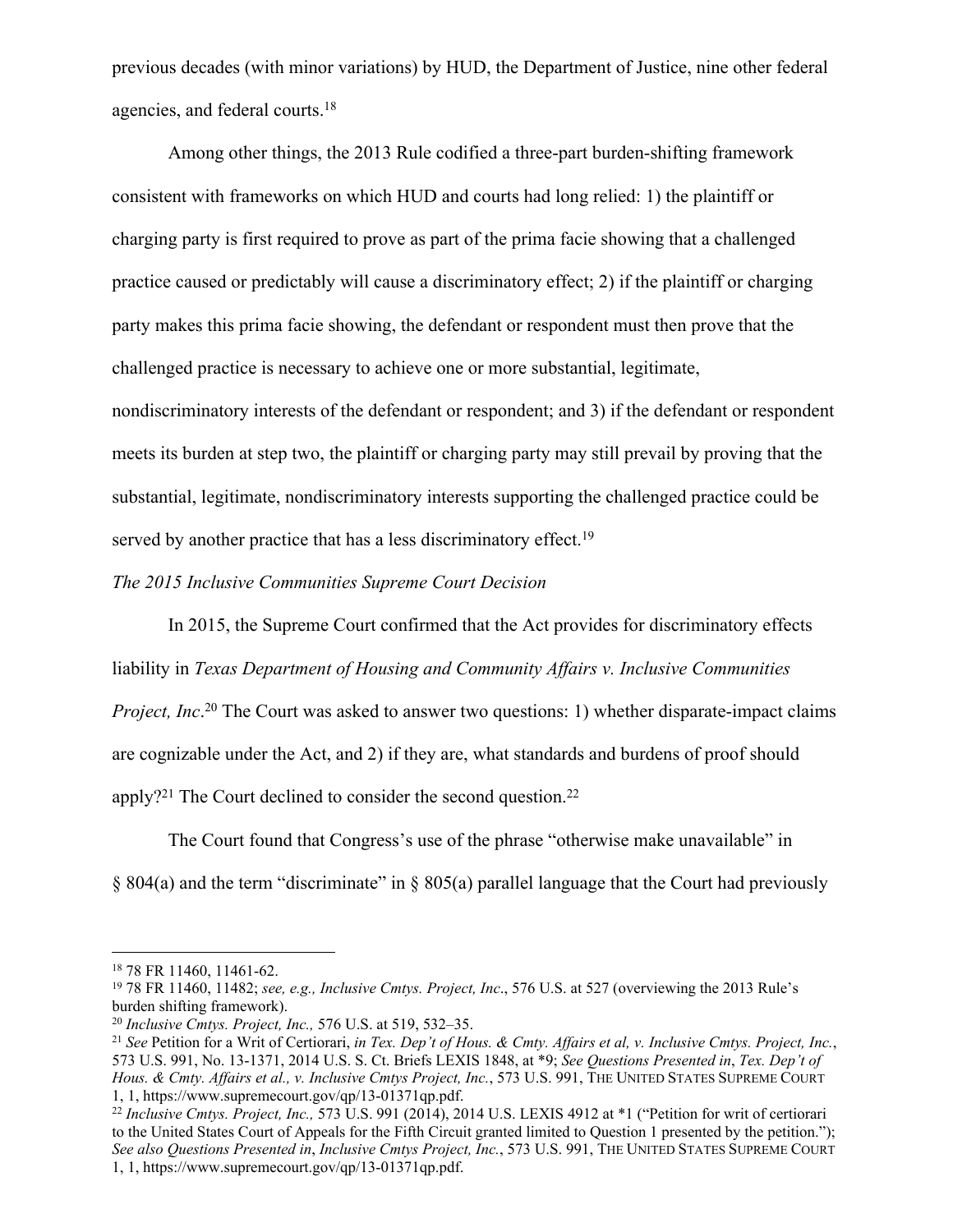previous decades (with minor variations) by HUD, the Department of Justice, nine other federal agencies, and federal courts.[18]

Among other things, the 2013 Rule codified a three-part burden-shifting framework consistent with frameworks on which HUD and courts had long relied: 1) the plaintiff or charging party is first required to prove as part of the prima facie showing that a challenged practice caused or predictably will cause a discriminatory effect; 2) if the plaintiff or charging party makes this prima facie showing, the defendant or respondent must then prove that the challenged practice is necessary to achieve one or more substantial, legitimate, nondiscriminatory interests of the defendant or respondent; and 3) if the defendant or respondent meets its burden at step two, the plaintiff or charging party may still prevail by proving that the substantial, legitimate, nondiscriminatory interests supporting the challenged practice could be served by another practice that has a less discriminatory effect.[19]

*The 2015 Inclusive Communities Supreme Court Decision*

In 2015, the Supreme Court confirmed that the Act provides for discriminatory effects liability in *Texas Department of Housing and Community Affairs v. Inclusive Communities Project, Inc*.[20] The Court was asked to answer two questions: 1) whether disparate-impact claims are cognizable under the Act, and 2) if they are, what standards and burdens of proof should apply?[21] The Court declined to consider the second question.[22]

The Court found that Congress's use of the phrase "otherwise make unavailable" in § 804(a) and the term "discriminate" in § 805(a) parallel language that the Court had previously

---

[18] 78 FR 11460, 11461-62.

[19] 78 FR 11460, 11482; *see, e.g., Inclusive Cmtys. Project, Inc*., 576 U.S. at 527 (overviewing the 2013 Rule's burden shifting framework).

[20] *Inclusive Cmtys. Project, Inc.,* 576 U.S. at 519, 532–35.

[21] *See* Petition for a Writ of Certiorari, *in Tex. Dep't of Hous. & Cmty. Affairs et al, v. Inclusive Cmtys. Project, Inc.*, 573 U.S. 991, No. 13-1371, 2014 U.S. S. Ct. Briefs LEXIS 1848, at *9; *See Questions Presented in*, *Tex. Dep't of Hous. & Cmty. Affairs et al., v. Inclusive Cmtys Project, Inc.*, 573 U.S. 991, THE UNITED STATES SUPREME COURT 1, 1, https://www.supremecourt.gov/qp/13-01371qp.pdf.

[22] *Inclusive Cmtys. Project, Inc.,* 573 U.S. 991 (2014), 2014 U.S. LEXIS 4912 at *1 ("Petition for writ of certiorari to the United States Court of Appeals for the Fifth Circuit granted limited to Question 1 presented by the petition."); *See also Questions Presented in*, *Inclusive Cmtys Project, Inc.*, 573 U.S. 991, THE UNITED STATES SUPREME COURT 1, 1, https://www.supremecourt.gov/qp/13-01371qp.pdf.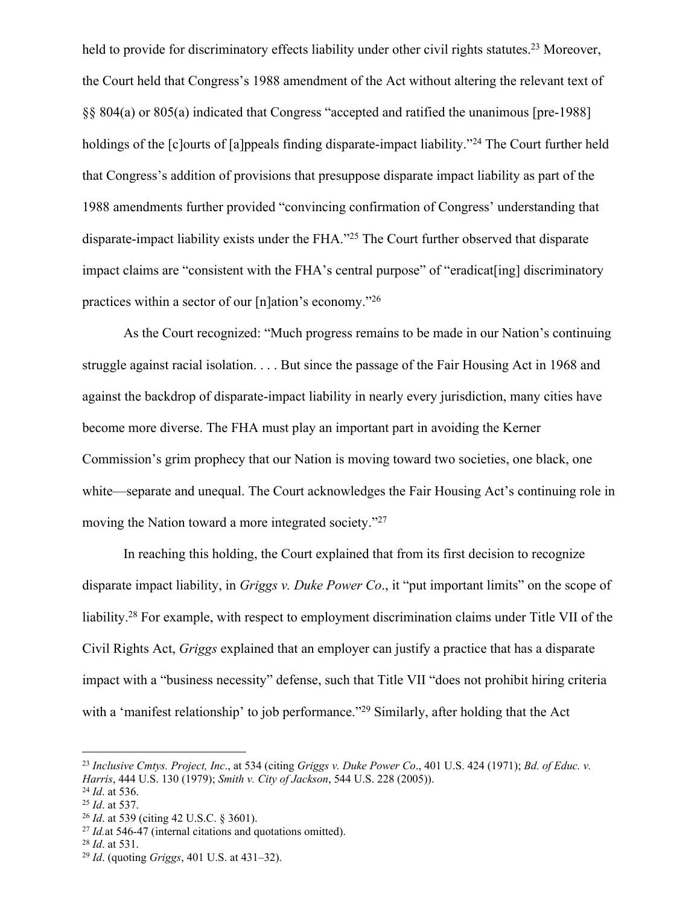held to provide for discriminatory effects liability under other civil rights statutes.[23] Moreover, the Court held that Congress's 1988 amendment of the Act without altering the relevant text of §§ 804(a) or 805(a) indicated that Congress "accepted and ratified the unanimous [pre-1988] holdings of the [c]ourts of [a]ppeals finding disparate-impact liability."[24] The Court further held that Congress's addition of provisions that presuppose disparate impact liability as part of the 1988 amendments further provided "convincing confirmation of Congress' understanding that disparate-impact liability exists under the FHA."[25] The Court further observed that disparate impact claims are "consistent with the FHA's central purpose" of "eradicat[ing] discriminatory practices within a sector of our [n]ation's economy."[26]

As the Court recognized: "Much progress remains to be made in our Nation's continuing struggle against racial isolation. . . . But since the passage of the Fair Housing Act in 1968 and against the backdrop of disparate-impact liability in nearly every jurisdiction, many cities have become more diverse. The FHA must play an important part in avoiding the Kerner Commission's grim prophecy that our Nation is moving toward two societies, one black, one white—separate and unequal. The Court acknowledges the Fair Housing Act's continuing role in moving the Nation toward a more integrated society."[27]

In reaching this holding, the Court explained that from its first decision to recognize disparate impact liability, in *Griggs v. Duke Power Co*., it "put important limits" on the scope of liability.[28] For example, with respect to employment discrimination claims under Title VII of the Civil Rights Act, *Griggs* explained that an employer can justify a practice that has a disparate impact with a "business necessity" defense, such that Title VII "does not prohibit hiring criteria with a 'manifest relationship' to job performance."[29] Similarly, after holding that the Act

---

[23] *Inclusive Cmtys. Project, Inc*., at 534 (citing *Griggs v. Duke Power Co*., 401 U.S. 424 (1971); *Bd. of Educ. v. Harris*, 444 U.S. 130 (1979); *Smith v. City of Jackson*, 544 U.S. 228 (2005)).

[24] *Id*. at 536.

[25] *Id*. at 537.

[26] *Id*. at 539 (citing 42 U.S.C. § 3601).

[27] *Id.*at 546-47 (internal citations and quotations omitted).

[28] *Id*. at 531.

[29] *Id*. (quoting *Griggs*, 401 U.S. at 431–32).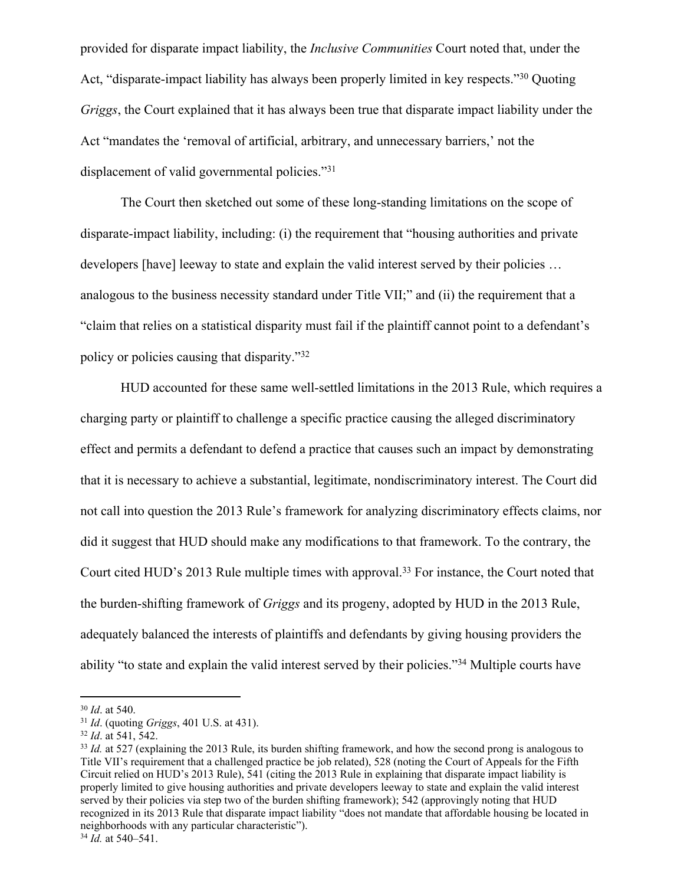provided for disparate impact liability, the *Inclusive Communities* Court noted that, under the Act, "disparate-impact liability has always been properly limited in key respects."[30] Quoting *Griggs*, the Court explained that it has always been true that disparate impact liability under the Act "mandates the 'removal of artificial, arbitrary, and unnecessary barriers,' not the displacement of valid governmental policies."[31]

The Court then sketched out some of these long-standing limitations on the scope of disparate-impact liability, including: (i) the requirement that "housing authorities and private developers [have] leeway to state and explain the valid interest served by their policies … analogous to the business necessity standard under Title VII;" and (ii) the requirement that a "claim that relies on a statistical disparity must fail if the plaintiff cannot point to a defendant's policy or policies causing that disparity."[32]

HUD accounted for these same well-settled limitations in the 2013 Rule, which requires a charging party or plaintiff to challenge a specific practice causing the alleged discriminatory effect and permits a defendant to defend a practice that causes such an impact by demonstrating that it is necessary to achieve a substantial, legitimate, nondiscriminatory interest. The Court did not call into question the 2013 Rule's framework for analyzing discriminatory effects claims, nor did it suggest that HUD should make any modifications to that framework. To the contrary, the Court cited HUD's 2013 Rule multiple times with approval.[33] For instance, the Court noted that the burden-shifting framework of *Griggs* and its progeny, adopted by HUD in the 2013 Rule, adequately balanced the interests of plaintiffs and defendants by giving housing providers the ability "to state and explain the valid interest served by their policies."[34] Multiple courts have

---

[30] *Id*. at 540.

[31] *Id*. (quoting *Griggs*, 401 U.S. at 431).

[32] *Id*. at 541, 542.

[33] *Id.* at 527 (explaining the 2013 Rule, its burden shifting framework, and how the second prong is analogous to Title VII's requirement that a challenged practice be job related), 528 (noting the Court of Appeals for the Fifth Circuit relied on HUD's 2013 Rule), 541 (citing the 2013 Rule in explaining that disparate impact liability is properly limited to give housing authorities and private developers leeway to state and explain the valid interest served by their policies via step two of the burden shifting framework); 542 (approvingly noting that HUD recognized in its 2013 Rule that disparate impact liability "does not mandate that affordable housing be located in neighborhoods with any particular characteristic").

[34] *Id.* at 540–541.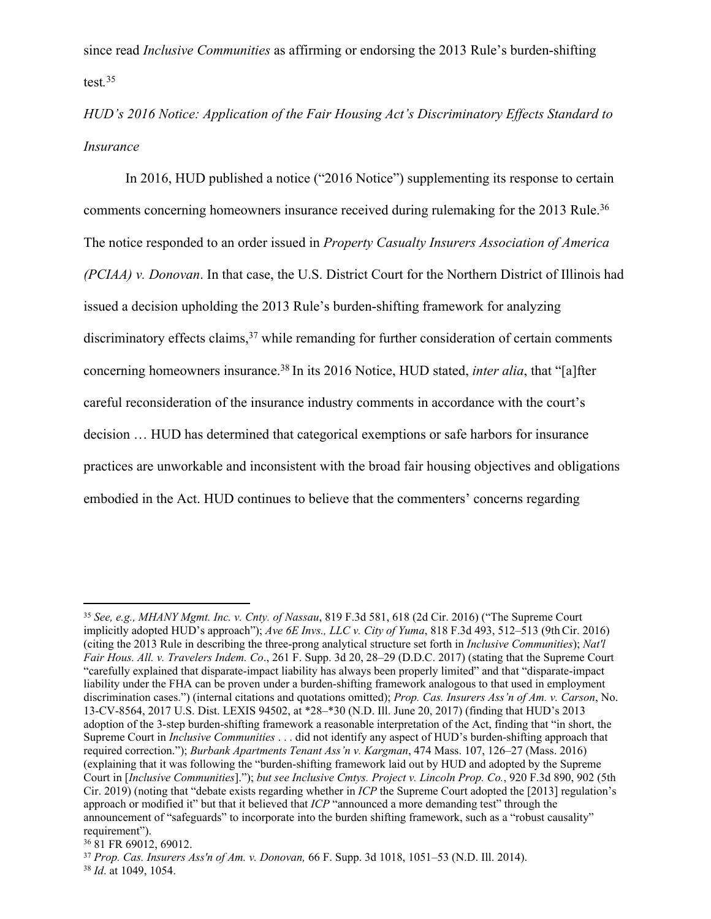since read *Inclusive Communities* as affirming or endorsing the 2013 Rule's burden-shifting test.[35]

*HUD's 2016 Notice: Application of the Fair Housing Act's Discriminatory Effects Standard to Insurance*

In 2016, HUD published a notice ("2016 Notice") supplementing its response to certain comments concerning homeowners insurance received during rulemaking for the 2013 Rule.[36] The notice responded to an order issued in *Property Casualty Insurers Association of America (PCIAA) v. Donovan*. In that case, the U.S. District Court for the Northern District of Illinois had issued a decision upholding the 2013 Rule's burden-shifting framework for analyzing discriminatory effects claims,[37] while remanding for further consideration of certain comments concerning homeowners insurance.[38] In its 2016 Notice, HUD stated, *inter alia*, that "[a]fter careful reconsideration of the insurance industry comments in accordance with the court's decision … HUD has determined that categorical exemptions or safe harbors for insurance practices are unworkable and inconsistent with the broad fair housing objectives and obligations embodied in the Act. HUD continues to believe that the commenters' concerns regarding

---

[35] *See, e.g., MHANY Mgmt. Inc. v. Cnty. of Nassau*, 819 F.3d 581, 618 (2d Cir. 2016) ("The Supreme Court implicitly adopted HUD's approach"); *Ave 6E Invs., LLC v. City of Yuma*, 818 F.3d 493, 512–513 (9th Cir. 2016) (citing the 2013 Rule in describing the three-prong analytical structure set forth in *Inclusive Communities*); *Nat'l Fair Hous. All. v. Travelers Indem. Co*., 261 F. Supp. 3d 20, 28–29 (D.D.C. 2017) (stating that the Supreme Court "carefully explained that disparate-impact liability has always been properly limited" and that "disparate-impact liability under the FHA can be proven under a burden-shifting framework analogous to that used in employment discrimination cases.") (internal citations and quotations omitted); *Prop. Cas. Insurers Ass'n of Am. v. Carson*, No. 13-CV-8564, 2017 U.S. Dist. LEXIS 94502, at *28–*30 (N.D. Ill. June 20, 2017) (finding that HUD's 2013 adoption of the 3-step burden-shifting framework a reasonable interpretation of the Act, finding that "in short, the Supreme Court in *Inclusive Communities* . . . did not identify any aspect of HUD's burden-shifting approach that required correction."); *Burbank Apartments Tenant Ass'n v. Kargman*, 474 Mass. 107, 126–27 (Mass. 2016) (explaining that it was following the "burden-shifting framework laid out by HUD and adopted by the Supreme Court in [*Inclusive Communities*]."); *but see Inclusive Cmtys. Project v. Lincoln Prop. Co.*, 920 F.3d 890, 902 (5th Cir. 2019) (noting that "debate exists regarding whether in *ICP* the Supreme Court adopted the [2013] regulation's approach or modified it" but that it believed that *ICP* "announced a more demanding test" through the announcement of "safeguards" to incorporate into the burden shifting framework, such as a "robust causality" requirement").

[36] 81 FR 69012, 69012.

[37] *Prop. Cas. Insurers Ass'n of Am. v. Donovan,* 66 F. Supp. 3d 1018, 1051–53 (N.D. Ill. 2014).

[38] *Id*. at 1049, 1054.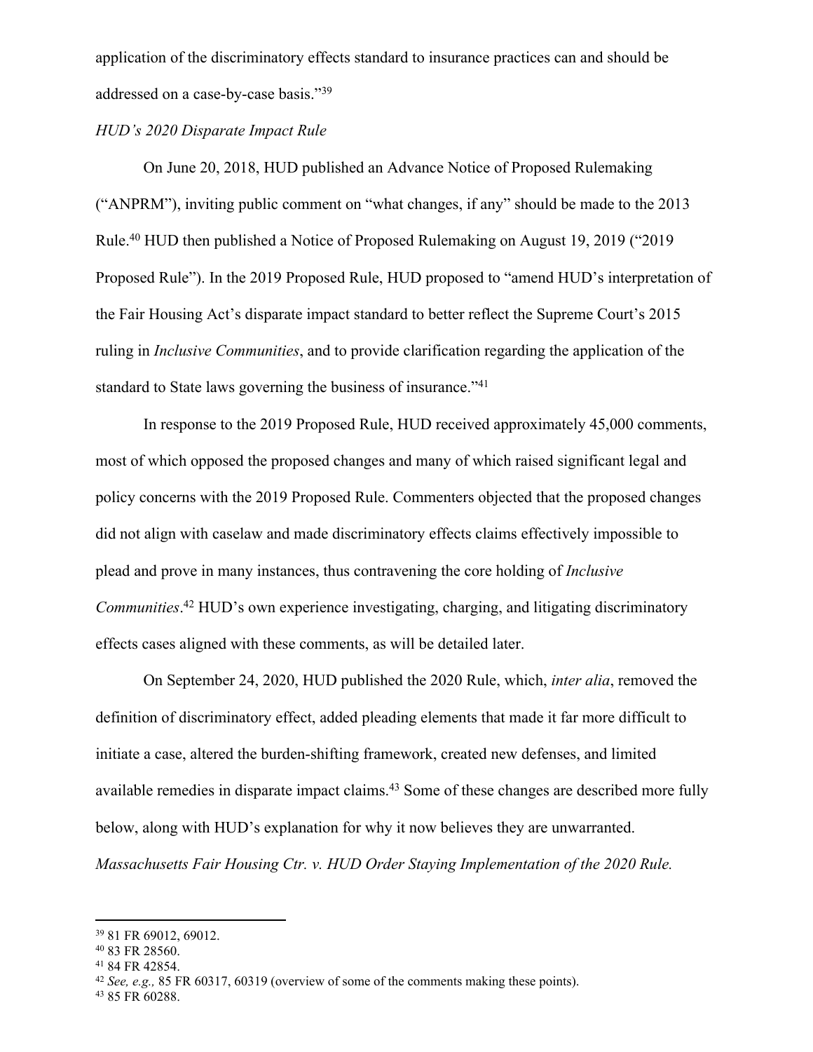application of the discriminatory effects standard to insurance practices can and should be addressed on a case-by-case basis."[39]

*HUD's 2020 Disparate Impact Rule*

On June 20, 2018, HUD published an Advance Notice of Proposed Rulemaking ("ANPRM"), inviting public comment on "what changes, if any" should be made to the 2013 Rule.[40] HUD then published a Notice of Proposed Rulemaking on August 19, 2019 ("2019 Proposed Rule"). In the 2019 Proposed Rule, HUD proposed to "amend HUD's interpretation of the Fair Housing Act's disparate impact standard to better reflect the Supreme Court's 2015 ruling in *Inclusive Communities*, and to provide clarification regarding the application of the standard to State laws governing the business of insurance."[41]

In response to the 2019 Proposed Rule, HUD received approximately 45,000 comments, most of which opposed the proposed changes and many of which raised significant legal and policy concerns with the 2019 Proposed Rule. Commenters objected that the proposed changes did not align with caselaw and made discriminatory effects claims effectively impossible to plead and prove in many instances, thus contravening the core holding of *Inclusive Communities*.[42] HUD's own experience investigating, charging, and litigating discriminatory effects cases aligned with these comments, as will be detailed later.

On September 24, 2020, HUD published the 2020 Rule, which, *inter alia*, removed the definition of discriminatory effect, added pleading elements that made it far more difficult to initiate a case, altered the burden-shifting framework, created new defenses, and limited available remedies in disparate impact claims.[43] Some of these changes are described more fully below, along with HUD's explanation for why it now believes they are unwarranted.

*Massachusetts Fair Housing Ctr. v. HUD Order Staying Implementation of the 2020 Rule.*

---

[39] 81 FR 69012, 69012.

[40] 83 FR 28560.

[41] 84 FR 42854.

[42] *See, e.g.,* 85 FR 60317, 60319 (overview of some of the comments making these points).

[43] 85 FR 60288.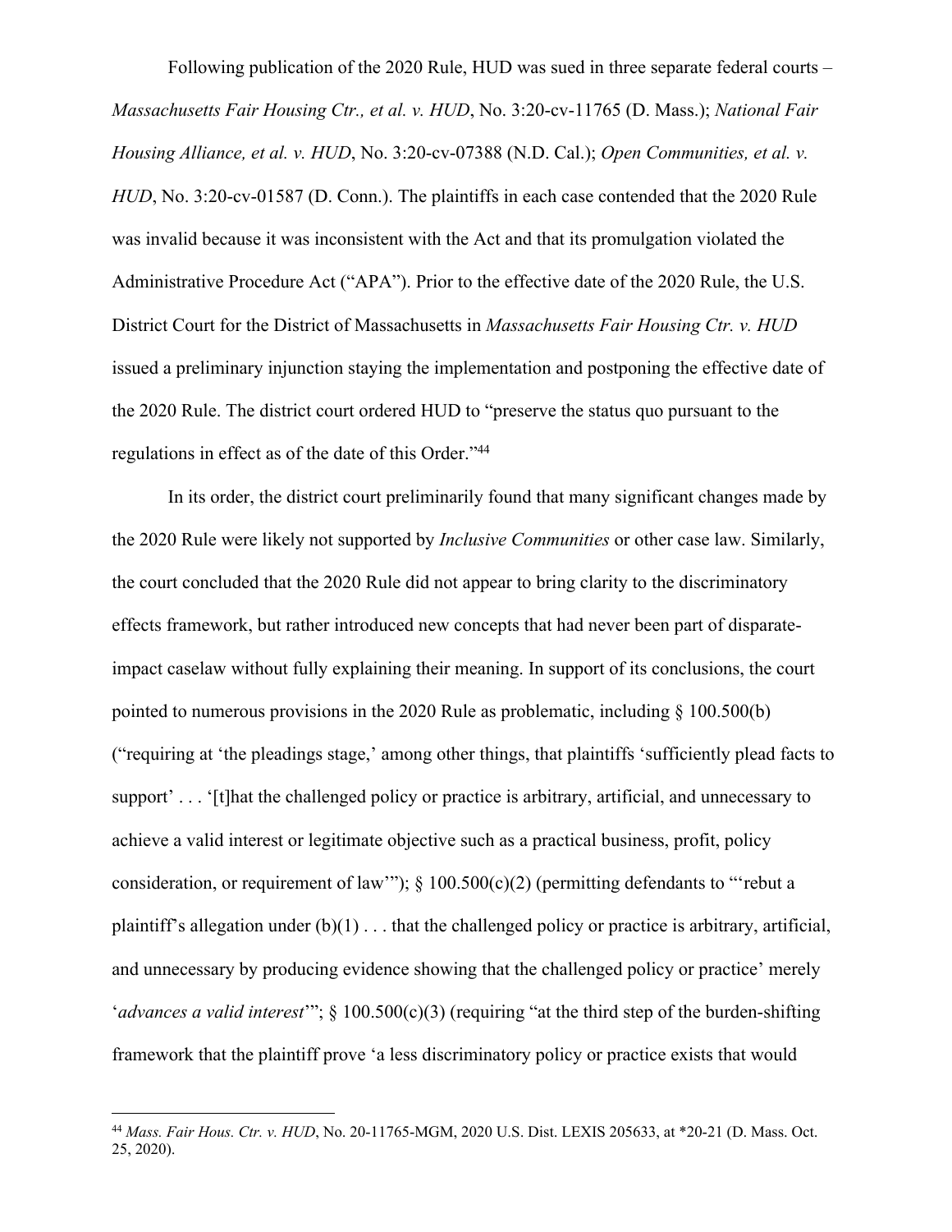Following publication of the 2020 Rule, HUD was sued in three separate federal courts – *Massachusetts Fair Housing Ctr., et al. v. HUD*, No. 3:20-cv-11765 (D. Mass.); *National Fair Housing Alliance, et al. v. HUD*, No. 3:20-cv-07388 (N.D. Cal.); *Open Communities, et al. v. HUD*, No. 3:20-cv-01587 (D. Conn.). The plaintiffs in each case contended that the 2020 Rule was invalid because it was inconsistent with the Act and that its promulgation violated the Administrative Procedure Act ("APA"). Prior to the effective date of the 2020 Rule, the U.S. District Court for the District of Massachusetts in *Massachusetts Fair Housing Ctr. v. HUD* issued a preliminary injunction staying the implementation and postponing the effective date of the 2020 Rule. The district court ordered HUD to "preserve the status quo pursuant to the regulations in effect as of the date of this Order."[44]

In its order, the district court preliminarily found that many significant changes made by the 2020 Rule were likely not supported by *Inclusive Communities* or other case law. Similarly, the court concluded that the 2020 Rule did not appear to bring clarity to the discriminatory effects framework, but rather introduced new concepts that had never been part of disparate-impact caselaw without fully explaining their meaning. In support of its conclusions, the court pointed to numerous provisions in the 2020 Rule as problematic, including § 100.500(b) ("requiring at 'the pleadings stage,' among other things, that plaintiffs 'sufficiently plead facts to support' . . . '[t]hat the challenged policy or practice is arbitrary, artificial, and unnecessary to achieve a valid interest or legitimate objective such as a practical business, profit, policy consideration, or requirement of law'"); § 100.500(c)(2) (permitting defendants to "'rebut a plaintiff's allegation under (b)(1) . . . that the challenged policy or practice is arbitrary, artificial, and unnecessary by producing evidence showing that the challenged policy or practice' merely '*advances a valid interest*'"; § 100.500(c)(3) (requiring "at the third step of the burden-shifting framework that the plaintiff prove 'a less discriminatory policy or practice exists that would

---

[44] *Mass. Fair Hous. Ctr. v. HUD*, No. 20-11765-MGM, 2020 U.S. Dist. LEXIS 205633, at *20-21 (D. Mass. Oct. 25, 2020).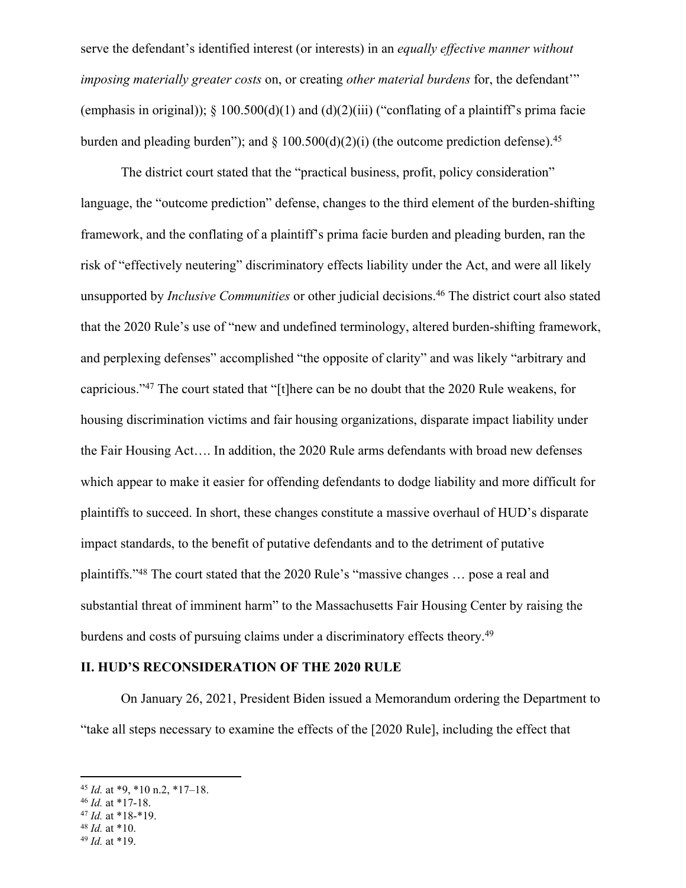serve the defendant's identified interest (or interests) in an *equally effective manner without imposing materially greater costs* on, or creating *other material burdens* for, the defendant'" (emphasis in original)); § 100.500(d)(1) and (d)(2)(iii) ("conflating of a plaintiff's prima facie burden and pleading burden"); and § 100.500(d)(2)(i) (the outcome prediction defense).[45]

The district court stated that the "practical business, profit, policy consideration" language, the "outcome prediction" defense, changes to the third element of the burden-shifting framework, and the conflating of a plaintiff's prima facie burden and pleading burden, ran the risk of "effectively neutering" discriminatory effects liability under the Act, and were all likely unsupported by *Inclusive Communities* or other judicial decisions.[46] The district court also stated that the 2020 Rule's use of "new and undefined terminology, altered burden-shifting framework, and perplexing defenses" accomplished "the opposite of clarity" and was likely "arbitrary and capricious."[47] The court stated that "[t]here can be no doubt that the 2020 Rule weakens, for housing discrimination victims and fair housing organizations, disparate impact liability under the Fair Housing Act…. In addition, the 2020 Rule arms defendants with broad new defenses which appear to make it easier for offending defendants to dodge liability and more difficult for plaintiffs to succeed. In short, these changes constitute a massive overhaul of HUD's disparate impact standards, to the benefit of putative defendants and to the detriment of putative plaintiffs."[48] The court stated that the 2020 Rule's "massive changes … pose a real and substantial threat of imminent harm" to the Massachusetts Fair Housing Center by raising the burdens and costs of pursuing claims under a discriminatory effects theory.[49]

## II. HUD'S RECONSIDERATION OF THE 2020 RULE

On January 26, 2021, President Biden issued a Memorandum ordering the Department to "take all steps necessary to examine the effects of the [2020 Rule], including the effect that

---

[45] *Id.* at *9, *10 n.2, *17–18.

[46] *Id.* at *17-18.

[47] *Id.* at *18-*19.

[48] *Id.* at *10.

[49] *Id.* at *19.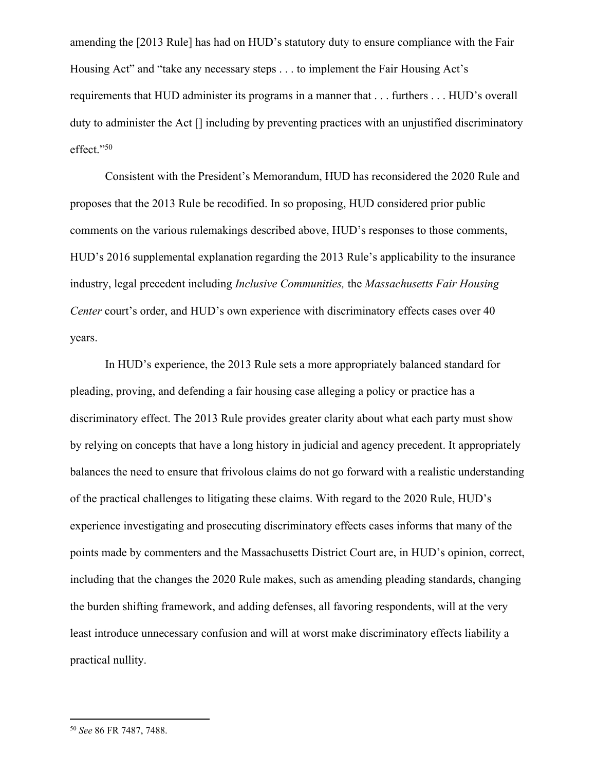amending the [2013 Rule] has had on HUD's statutory duty to ensure compliance with the Fair Housing Act" and "take any necessary steps . . . to implement the Fair Housing Act's requirements that HUD administer its programs in a manner that . . . furthers . . . HUD's overall duty to administer the Act [] including by preventing practices with an unjustified discriminatory effect."[50]

Consistent with the President's Memorandum, HUD has reconsidered the 2020 Rule and proposes that the 2013 Rule be recodified. In so proposing, HUD considered prior public comments on the various rulemakings described above, HUD's responses to those comments, HUD's 2016 supplemental explanation regarding the 2013 Rule's applicability to the insurance industry, legal precedent including *Inclusive Communities,* the *Massachusetts Fair Housing Center* court's order, and HUD's own experience with discriminatory effects cases over 40 years.

In HUD's experience, the 2013 Rule sets a more appropriately balanced standard for pleading, proving, and defending a fair housing case alleging a policy or practice has a discriminatory effect. The 2013 Rule provides greater clarity about what each party must show by relying on concepts that have a long history in judicial and agency precedent. It appropriately balances the need to ensure that frivolous claims do not go forward with a realistic understanding of the practical challenges to litigating these claims. With regard to the 2020 Rule, HUD's experience investigating and prosecuting discriminatory effects cases informs that many of the points made by commenters and the Massachusetts District Court are, in HUD's opinion, correct, including that the changes the 2020 Rule makes, such as amending pleading standards, changing the burden shifting framework, and adding defenses, all favoring respondents, will at the very least introduce unnecessary confusion and will at worst make discriminatory effects liability a practical nullity.

[50] *See* 86 FR 7487, 7488.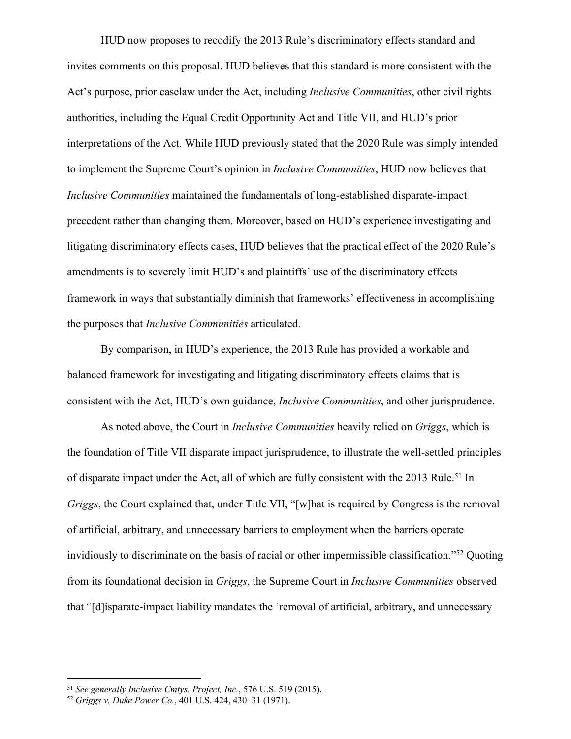HUD now proposes to recodify the 2013 Rule's discriminatory effects standard and invites comments on this proposal. HUD believes that this standard is more consistent with the Act's purpose, prior caselaw under the Act, including *Inclusive Communities*, other civil rights authorities, including the Equal Credit Opportunity Act and Title VII, and HUD's prior interpretations of the Act. While HUD previously stated that the 2020 Rule was simply intended to implement the Supreme Court's opinion in *Inclusive Communities*, HUD now believes that *Inclusive Communities* maintained the fundamentals of long-established disparate-impact precedent rather than changing them. Moreover, based on HUD's experience investigating and litigating discriminatory effects cases, HUD believes that the practical effect of the 2020 Rule's amendments is to severely limit HUD's and plaintiffs' use of the discriminatory effects framework in ways that substantially diminish that frameworks' effectiveness in accomplishing the purposes that *Inclusive Communities* articulated.

By comparison, in HUD's experience, the 2013 Rule has provided a workable and balanced framework for investigating and litigating discriminatory effects claims that is consistent with the Act, HUD's own guidance, *Inclusive Communities*, and other jurisprudence.

As noted above, the Court in *Inclusive Communities* heavily relied on *Griggs*, which is the foundation of Title VII disparate impact jurisprudence, to illustrate the well-settled principles of disparate impact under the Act, all of which are fully consistent with the 2013 Rule.[51] In *Griggs*, the Court explained that, under Title VII, "[w]hat is required by Congress is the removal of artificial, arbitrary, and unnecessary barriers to employment when the barriers operate invidiously to discriminate on the basis of racial or other impermissible classification."[52] Quoting from its foundational decision in *Griggs*, the Supreme Court in *Inclusive Communities* observed that "[d]isparate-impact liability mandates the 'removal of artificial, arbitrary, and unnecessary

---

[51] *See generally Inclusive Cmtys. Project, Inc.*, 576 U.S. 519 (2015).

[52] *Griggs v. Duke Power Co.*, 401 U.S. 424, 430–31 (1971).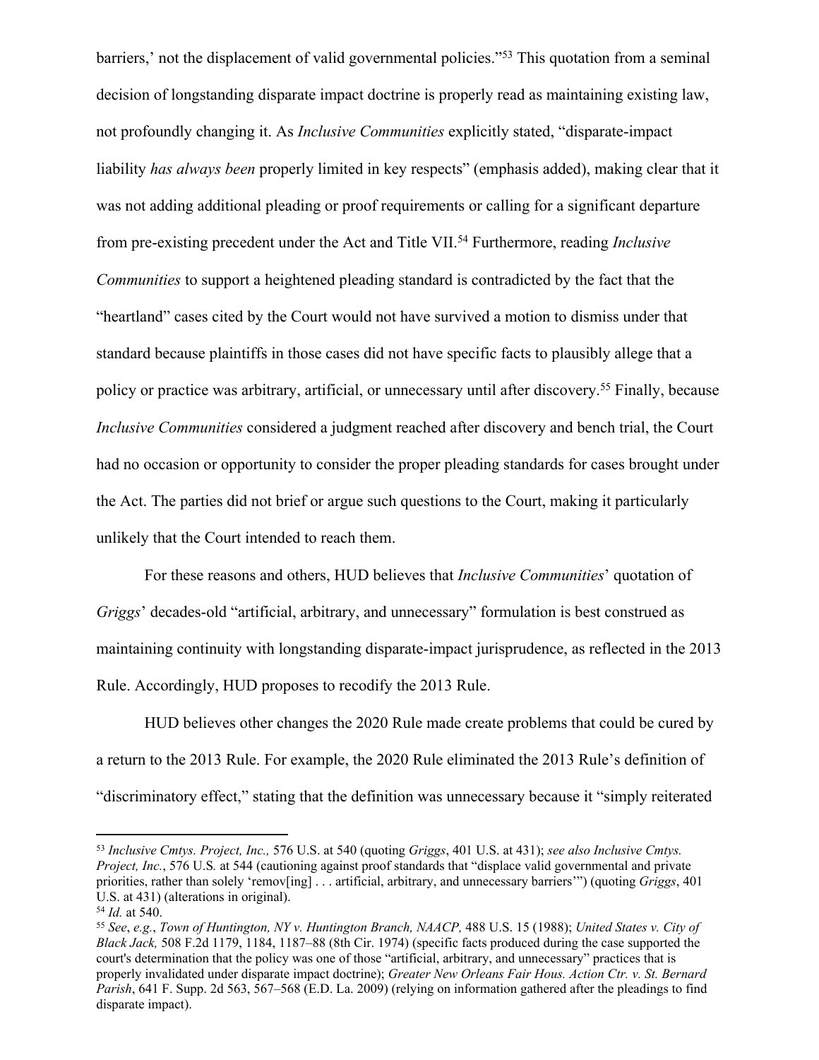barriers,' not the displacement of valid governmental policies."[53] This quotation from a seminal decision of longstanding disparate impact doctrine is properly read as maintaining existing law, not profoundly changing it. As *Inclusive Communities* explicitly stated, "disparate-impact liability *has always been* properly limited in key respects" (emphasis added), making clear that it was not adding additional pleading or proof requirements or calling for a significant departure from pre-existing precedent under the Act and Title VII.[54] Furthermore, reading *Inclusive Communities* to support a heightened pleading standard is contradicted by the fact that the "heartland" cases cited by the Court would not have survived a motion to dismiss under that standard because plaintiffs in those cases did not have specific facts to plausibly allege that a policy or practice was arbitrary, artificial, or unnecessary until after discovery.[55] Finally, because *Inclusive Communities* considered a judgment reached after discovery and bench trial, the Court had no occasion or opportunity to consider the proper pleading standards for cases brought under the Act. The parties did not brief or argue such questions to the Court, making it particularly unlikely that the Court intended to reach them.

For these reasons and others, HUD believes that *Inclusive Communities*' quotation of *Griggs*' decades-old "artificial, arbitrary, and unnecessary" formulation is best construed as maintaining continuity with longstanding disparate-impact jurisprudence, as reflected in the 2013 Rule. Accordingly, HUD proposes to recodify the 2013 Rule.

HUD believes other changes the 2020 Rule made create problems that could be cured by a return to the 2013 Rule. For example, the 2020 Rule eliminated the 2013 Rule's definition of "discriminatory effect," stating that the definition was unnecessary because it "simply reiterated

---

[53] *Inclusive Cmtys. Project, Inc.,* 576 U.S. at 540 (quoting *Griggs*, 401 U.S. at 431); *see also Inclusive Cmtys. Project, Inc.*, 576 U.S. at 544 (cautioning against proof standards that "displace valid governmental and private priorities, rather than solely 'remov[ing] . . . artificial, arbitrary, and unnecessary barriers'") (quoting *Griggs*, 401 U.S. at 431) (alterations in original).

[54] *Id.* at 540.

[55] *See*, *e.g.*, *Town of Huntington, NY v. Huntington Branch, NAACP,* 488 U.S. 15 (1988); *United States v. City of Black Jack,* 508 F.2d 1179, 1184, 1187–88 (8th Cir. 1974) (specific facts produced during the case supported the court's determination that the policy was one of those "artificial, arbitrary, and unnecessary" practices that is properly invalidated under disparate impact doctrine); *Greater New Orleans Fair Hous. Action Ctr. v. St. Bernard Parish*, 641 F. Supp. 2d 563, 567–568 (E.D. La. 2009) (relying on information gathered after the pleadings to find disparate impact).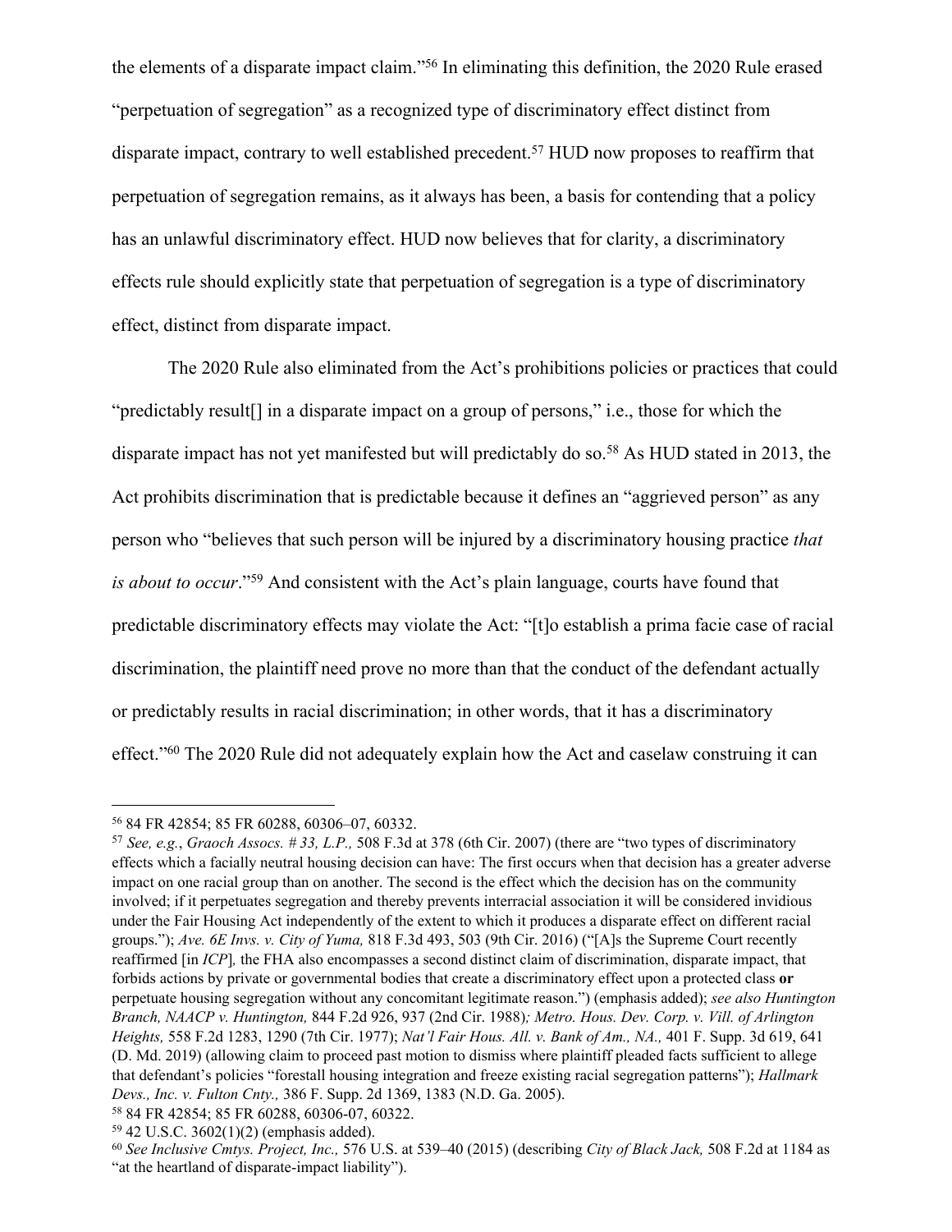the elements of a disparate impact claim."[56] In eliminating this definition, the 2020 Rule erased "perpetuation of segregation" as a recognized type of discriminatory effect distinct from disparate impact, contrary to well established precedent.[57] HUD now proposes to reaffirm that perpetuation of segregation remains, as it always has been, a basis for contending that a policy has an unlawful discriminatory effect. HUD now believes that for clarity, a discriminatory effects rule should explicitly state that perpetuation of segregation is a type of discriminatory effect, distinct from disparate impact.

The 2020 Rule also eliminated from the Act's prohibitions policies or practices that could "predictably result[] in a disparate impact on a group of persons," i.e., those for which the disparate impact has not yet manifested but will predictably do so.[58] As HUD stated in 2013, the Act prohibits discrimination that is predictable because it defines an "aggrieved person" as any person who "believes that such person will be injured by a discriminatory housing practice *that is about to occur*."[59] And consistent with the Act's plain language, courts have found that predictable discriminatory effects may violate the Act: "[t]o establish a prima facie case of racial discrimination, the plaintiff need prove no more than that the conduct of the defendant actually or predictably results in racial discrimination; in other words, that it has a discriminatory effect."[60] The 2020 Rule did not adequately explain how the Act and caselaw construing it can

---

[56] 84 FR 42854; 85 FR 60288, 60306–07, 60332.

[57] *See, e.g.*, *Graoch Assocs. # 33, L.P.,* 508 F.3d at 378 (6th Cir. 2007) (there are "two types of discriminatory effects which a facially neutral housing decision can have: The first occurs when that decision has a greater adverse impact on one racial group than on another. The second is the effect which the decision has on the community involved; if it perpetuates segregation and thereby prevents interracial association it will be considered invidious under the Fair Housing Act independently of the extent to which it produces a disparate effect on different racial groups."); *Ave. 6E Invs. v. City of Yuma,* 818 F.3d 493, 503 (9th Cir. 2016) ("[A]s the Supreme Court recently reaffirmed [in *ICP*]*,* the FHA also encompasses a second distinct claim of discrimination, disparate impact, that forbids actions by private or governmental bodies that create a discriminatory effect upon a protected class **or** perpetuate housing segregation without any concomitant legitimate reason.") (emphasis added); *see also Huntington Branch, NAACP v. Huntington,* 844 F.2d 926, 937 (2nd Cir. 1988)*; Metro. Hous. Dev. Corp. v. Vill. of Arlington Heights,* 558 F.2d 1283, 1290 (7th Cir. 1977); *Nat'l Fair Hous. All. v. Bank of Am., NA.,* 401 F. Supp. 3d 619, 641 (D. Md. 2019) (allowing claim to proceed past motion to dismiss where plaintiff pleaded facts sufficient to allege that defendant's policies "forestall housing integration and freeze existing racial segregation patterns"); *Hallmark Devs., Inc. v. Fulton Cnty.,* 386 F. Supp. 2d 1369, 1383 (N.D. Ga. 2005).

[58] 84 FR 42854; 85 FR 60288, 60306-07, 60322.

[59] 42 U.S.C. 3602(1)(2) (emphasis added).

[60] *See Inclusive Cmtys. Project, Inc.,* 576 U.S. at 539–40 (2015) (describing *City of Black Jack,* 508 F.2d at 1184 as "at the heartland of disparate-impact liability").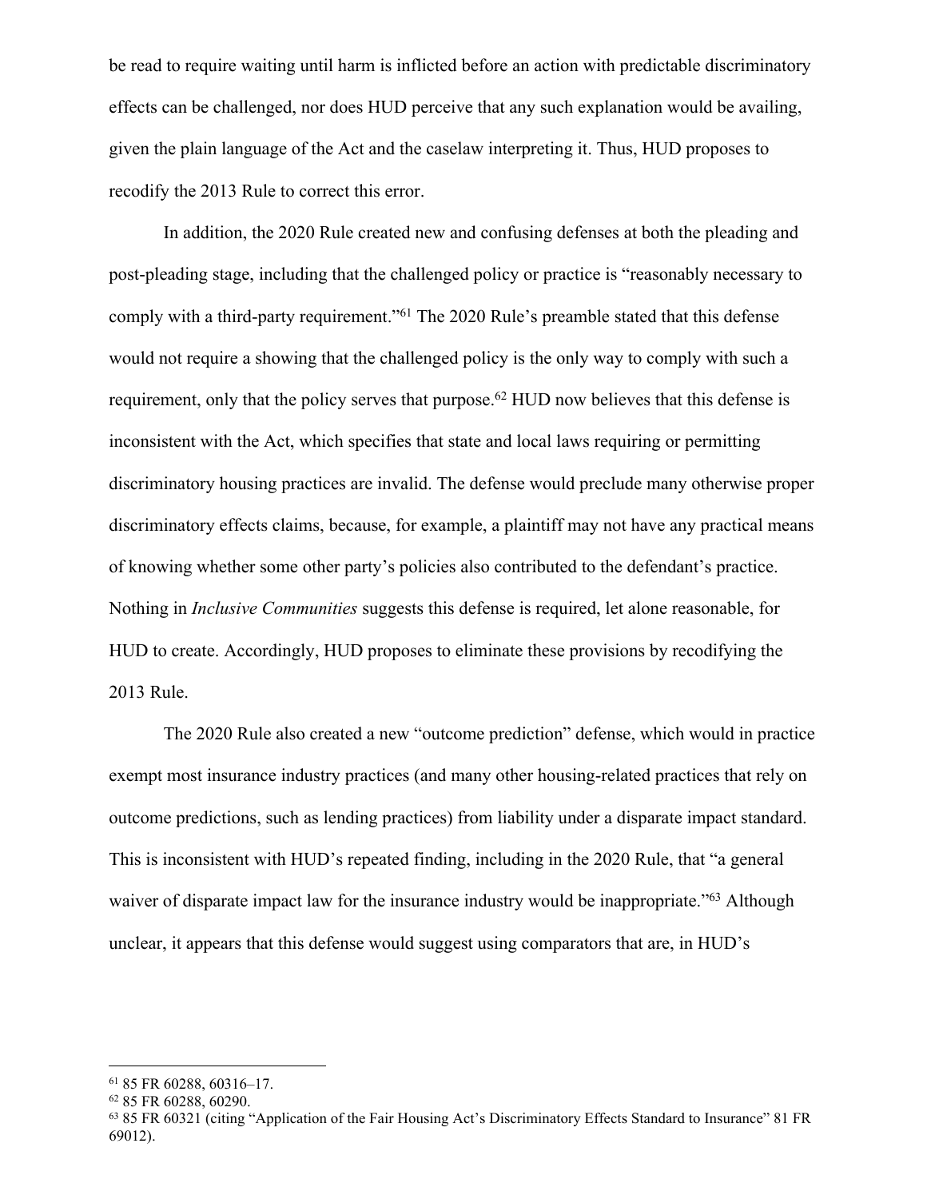be read to require waiting until harm is inflicted before an action with predictable discriminatory effects can be challenged, nor does HUD perceive that any such explanation would be availing, given the plain language of the Act and the caselaw interpreting it. Thus, HUD proposes to recodify the 2013 Rule to correct this error.

In addition, the 2020 Rule created new and confusing defenses at both the pleading and post-pleading stage, including that the challenged policy or practice is "reasonably necessary to comply with a third-party requirement."[61] The 2020 Rule's preamble stated that this defense would not require a showing that the challenged policy is the only way to comply with such a requirement, only that the policy serves that purpose.[62] HUD now believes that this defense is inconsistent with the Act, which specifies that state and local laws requiring or permitting discriminatory housing practices are invalid. The defense would preclude many otherwise proper discriminatory effects claims, because, for example, a plaintiff may not have any practical means of knowing whether some other party's policies also contributed to the defendant's practice. Nothing in *Inclusive Communities* suggests this defense is required, let alone reasonable, for HUD to create. Accordingly, HUD proposes to eliminate these provisions by recodifying the 2013 Rule.

The 2020 Rule also created a new "outcome prediction" defense, which would in practice exempt most insurance industry practices (and many other housing-related practices that rely on outcome predictions, such as lending practices) from liability under a disparate impact standard. This is inconsistent with HUD's repeated finding, including in the 2020 Rule, that "a general waiver of disparate impact law for the insurance industry would be inappropriate."[63] Although unclear, it appears that this defense would suggest using comparators that are, in HUD's

---

[61] 85 FR 60288, 60316–17.

[62] 85 FR 60288, 60290.

[63] 85 FR 60321 (citing "Application of the Fair Housing Act's Discriminatory Effects Standard to Insurance" 81 FR 69012).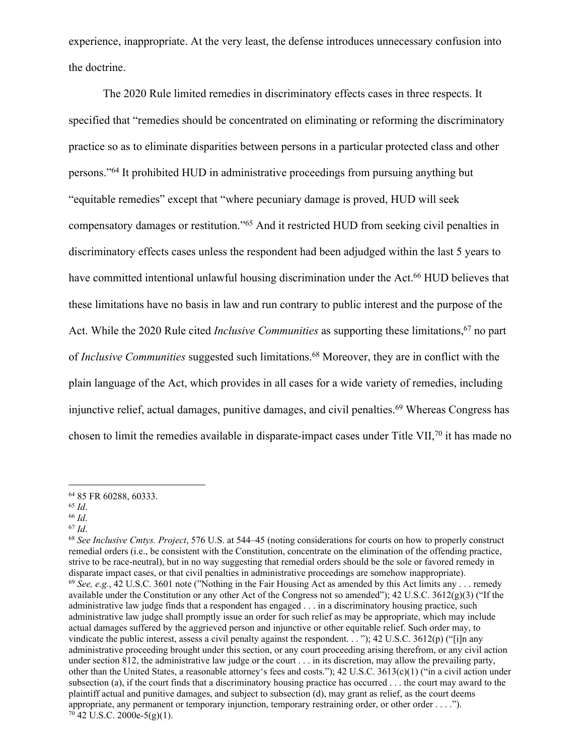experience, inappropriate. At the very least, the defense introduces unnecessary confusion into the doctrine.

The 2020 Rule limited remedies in discriminatory effects cases in three respects. It specified that "remedies should be concentrated on eliminating or reforming the discriminatory practice so as to eliminate disparities between persons in a particular protected class and other persons."[64] It prohibited HUD in administrative proceedings from pursuing anything but "equitable remedies" except that "where pecuniary damage is proved, HUD will seek compensatory damages or restitution."[65] And it restricted HUD from seeking civil penalties in discriminatory effects cases unless the respondent had been adjudged within the last 5 years to have committed intentional unlawful housing discrimination under the Act.[66] HUD believes that these limitations have no basis in law and run contrary to public interest and the purpose of the Act. While the 2020 Rule cited *Inclusive Communities* as supporting these limitations,[67] no part of *Inclusive Communities* suggested such limitations.[68] Moreover, they are in conflict with the plain language of the Act, which provides in all cases for a wide variety of remedies, including injunctive relief, actual damages, punitive damages, and civil penalties.[69] Whereas Congress has chosen to limit the remedies available in disparate-impact cases under Title VII,[70] it has made no

---

[64] 85 FR 60288, 60333.

[65] *Id*.

[66] *Id*.

[67] *Id*.

[68] *See Inclusive Cmtys. Project*, 576 U.S. at 544–45 (noting considerations for courts on how to properly construct remedial orders (i.e., be consistent with the Constitution, concentrate on the elimination of the offending practice, strive to be race-neutral), but in no way suggesting that remedial orders should be the sole or favored remedy in disparate impact cases, or that civil penalties in administrative proceedings are somehow inappropriate).

[69] *See, e.g.*, 42 U.S.C. 3601 note ("Nothing in the Fair Housing Act as amended by this Act limits any . . . remedy available under the Constitution or any other Act of the Congress not so amended"); 42 U.S.C. 3612(g)(3) ("If the administrative law judge finds that a respondent has engaged . . . in a discriminatory housing practice, such administrative law judge shall promptly issue an order for such relief as may be appropriate, which may include actual damages suffered by the aggrieved person and injunctive or other equitable relief. Such order may, to vindicate the public interest, assess a civil penalty against the respondent. . . "); 42 U.S.C. 3612(p) ("[i]n any administrative proceeding brought under this section, or any court proceeding arising therefrom, or any civil action under section 812, the administrative law judge or the court . . . in its discretion, may allow the prevailing party, other than the United States, a reasonable attorney's fees and costs."); 42 U.S.C. 3613(c)(1) ("in a civil action under subsection (a), if the court finds that a discriminatory housing practice has occurred . . . the court may award to the plaintiff actual and punitive damages, and subject to subsection (d), may grant as relief, as the court deems appropriate, any permanent or temporary injunction, temporary restraining order, or other order . . . .").

[70] 42 U.S.C. 2000e-5(g)(1).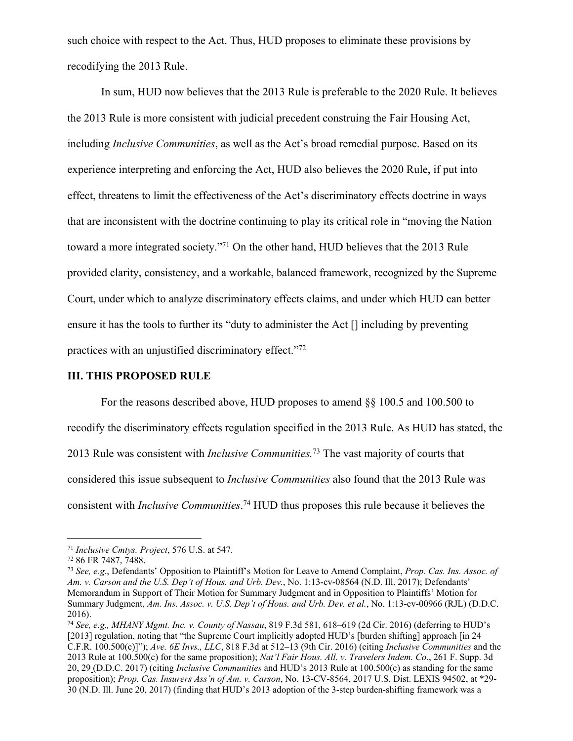such choice with respect to the Act. Thus, HUD proposes to eliminate these provisions by recodifying the 2013 Rule.

In sum, HUD now believes that the 2013 Rule is preferable to the 2020 Rule. It believes the 2013 Rule is more consistent with judicial precedent construing the Fair Housing Act, including *Inclusive Communities*, as well as the Act's broad remedial purpose. Based on its experience interpreting and enforcing the Act, HUD also believes the 2020 Rule, if put into effect, threatens to limit the effectiveness of the Act's discriminatory effects doctrine in ways that are inconsistent with the doctrine continuing to play its critical role in "moving the Nation toward a more integrated society."[71] On the other hand, HUD believes that the 2013 Rule provided clarity, consistency, and a workable, balanced framework, recognized by the Supreme Court, under which to analyze discriminatory effects claims, and under which HUD can better ensure it has the tools to further its "duty to administer the Act [] including by preventing practices with an unjustified discriminatory effect."[72]

## III. THIS PROPOSED RULE

For the reasons described above, HUD proposes to amend §§ 100.5 and 100.500 to recodify the discriminatory effects regulation specified in the 2013 Rule. As HUD has stated, the 2013 Rule was consistent with *Inclusive Communities.*[73] The vast majority of courts that considered this issue subsequent to *Inclusive Communities* also found that the 2013 Rule was consistent with *Inclusive Communities*.[74] HUD thus proposes this rule because it believes the

---

[71] *Inclusive Cmtys. Project*, 576 U.S. at 547.

[72] 86 FR 7487, 7488.

[73] *See, e.g.*, Defendants' Opposition to Plaintiff's Motion for Leave to Amend Complaint, *Prop. Cas. Ins. Assoc. of Am. v. Carson and the U.S. Dep't of Hous. and Urb. Dev.*, No. 1:13-cv-08564 (N.D. Ill. 2017); Defendants' Memorandum in Support of Their Motion for Summary Judgment and in Opposition to Plaintiffs' Motion for Summary Judgment, *Am. Ins. Assoc. v. U.S. Dep't of Hous. and Urb. Dev. et al.*, No. 1:13-cv-00966 (RJL) (D.D.C. 2016).

[74] *See, e.g., MHANY Mgmt. Inc. v. County of Nassau*, 819 F.3d 581, 618–619 (2d Cir. 2016) (deferring to HUD's [2013] regulation, noting that "the Supreme Court implicitly adopted HUD's [burden shifting] approach [in 24 C.F.R. 100.500(c)]"); *Ave. 6E Invs., LLC*, 818 F.3d at 512–13 (9th Cir. 2016) (citing *Inclusive Communities* and the 2013 Rule at 100.500(c) for the same proposition); *Nat'l Fair Hous. All. v. Travelers Indem. Co*., 261 F. Supp. 3d 20, 29 (D.D.C. 2017) (citing *Inclusive Communities* and HUD's 2013 Rule at 100.500(c) as standing for the same proposition); *Prop. Cas. Insurers Ass'n of Am. v. Carson*, No. 13-CV-8564, 2017 U.S. Dist. LEXIS 94502, at *29-30 (N.D. Ill. June 20, 2017) (finding that HUD's 2013 adoption of the 3-step burden-shifting framework was a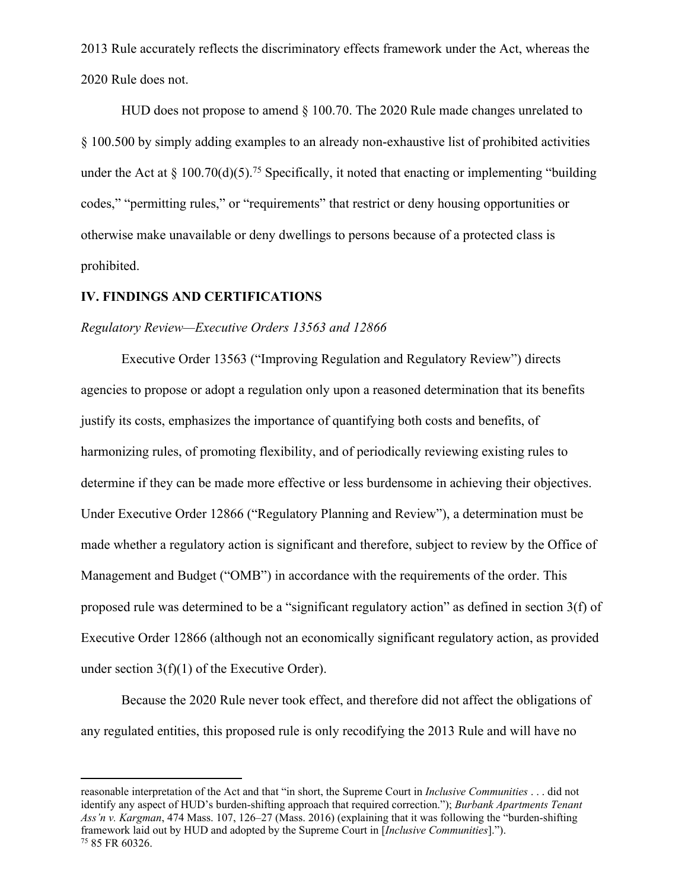2013 Rule accurately reflects the discriminatory effects framework under the Act, whereas the 2020 Rule does not.

HUD does not propose to amend § 100.70. The 2020 Rule made changes unrelated to § 100.500 by simply adding examples to an already non-exhaustive list of prohibited activities under the Act at § 100.70(d)(5).[75] Specifically, it noted that enacting or implementing "building codes," "permitting rules," or "requirements" that restrict or deny housing opportunities or otherwise make unavailable or deny dwellings to persons because of a protected class is prohibited.

## IV. FINDINGS AND CERTIFICATIONS

*Regulatory Review—Executive Orders 13563 and 12866*

Executive Order 13563 ("Improving Regulation and Regulatory Review") directs agencies to propose or adopt a regulation only upon a reasoned determination that its benefits justify its costs, emphasizes the importance of quantifying both costs and benefits, of harmonizing rules, of promoting flexibility, and of periodically reviewing existing rules to determine if they can be made more effective or less burdensome in achieving their objectives. Under Executive Order 12866 ("Regulatory Planning and Review"), a determination must be made whether a regulatory action is significant and therefore, subject to review by the Office of Management and Budget ("OMB") in accordance with the requirements of the order. This proposed rule was determined to be a "significant regulatory action" as defined in section 3(f) of Executive Order 12866 (although not an economically significant regulatory action, as provided under section 3(f)(1) of the Executive Order).

Because the 2020 Rule never took effect, and therefore did not affect the obligations of any regulated entities, this proposed rule is only recodifying the 2013 Rule and will have no

---

reasonable interpretation of the Act and that "in short, the Supreme Court in *Inclusive Communities* . . . did not identify any aspect of HUD's burden-shifting approach that required correction."); *Burbank Apartments Tenant Ass'n v. Kargman*, 474 Mass. 107, 126–27 (Mass. 2016) (explaining that it was following the "burden-shifting framework laid out by HUD and adopted by the Supreme Court in [*Inclusive Communities*].").

[75] 85 FR 60326.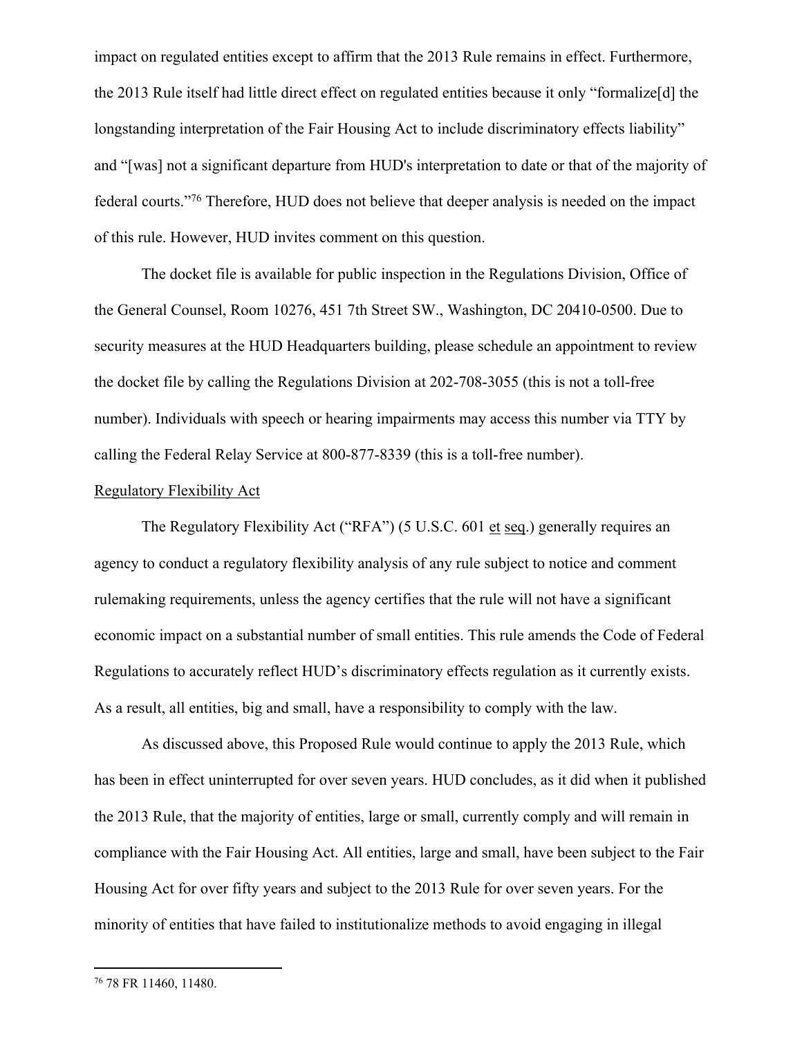impact on regulated entities except to affirm that the 2013 Rule remains in effect. Furthermore, the 2013 Rule itself had little direct effect on regulated entities because it only "formalize[d] the longstanding interpretation of the Fair Housing Act to include discriminatory effects liability" and "[was] not a significant departure from HUD's interpretation to date or that of the majority of federal courts."[76] Therefore, HUD does not believe that deeper analysis is needed on the impact of this rule. However, HUD invites comment on this question.

The docket file is available for public inspection in the Regulations Division, Office of the General Counsel, Room 10276, 451 7th Street SW., Washington, DC 20410-0500. Due to security measures at the HUD Headquarters building, please schedule an appointment to review the docket file by calling the Regulations Division at 202-708-3055 (this is not a toll-free number). Individuals with speech or hearing impairments may access this number via TTY by calling the Federal Relay Service at 800-877-8339 (this is a toll-free number).

Regulatory Flexibility Act

The Regulatory Flexibility Act ("RFA") (5 U.S.C. 601 et seq.) generally requires an agency to conduct a regulatory flexibility analysis of any rule subject to notice and comment rulemaking requirements, unless the agency certifies that the rule will not have a significant economic impact on a substantial number of small entities. This rule amends the Code of Federal Regulations to accurately reflect HUD's discriminatory effects regulation as it currently exists. As a result, all entities, big and small, have a responsibility to comply with the law.

As discussed above, this Proposed Rule would continue to apply the 2013 Rule, which has been in effect uninterrupted for over seven years. HUD concludes, as it did when it published the 2013 Rule, that the majority of entities, large or small, currently comply and will remain in compliance with the Fair Housing Act. All entities, large and small, have been subject to the Fair Housing Act for over fifty years and subject to the 2013 Rule for over seven years. For the minority of entities that have failed to institutionalize methods to avoid engaging in illegal

[76] 78 FR 11460, 11480.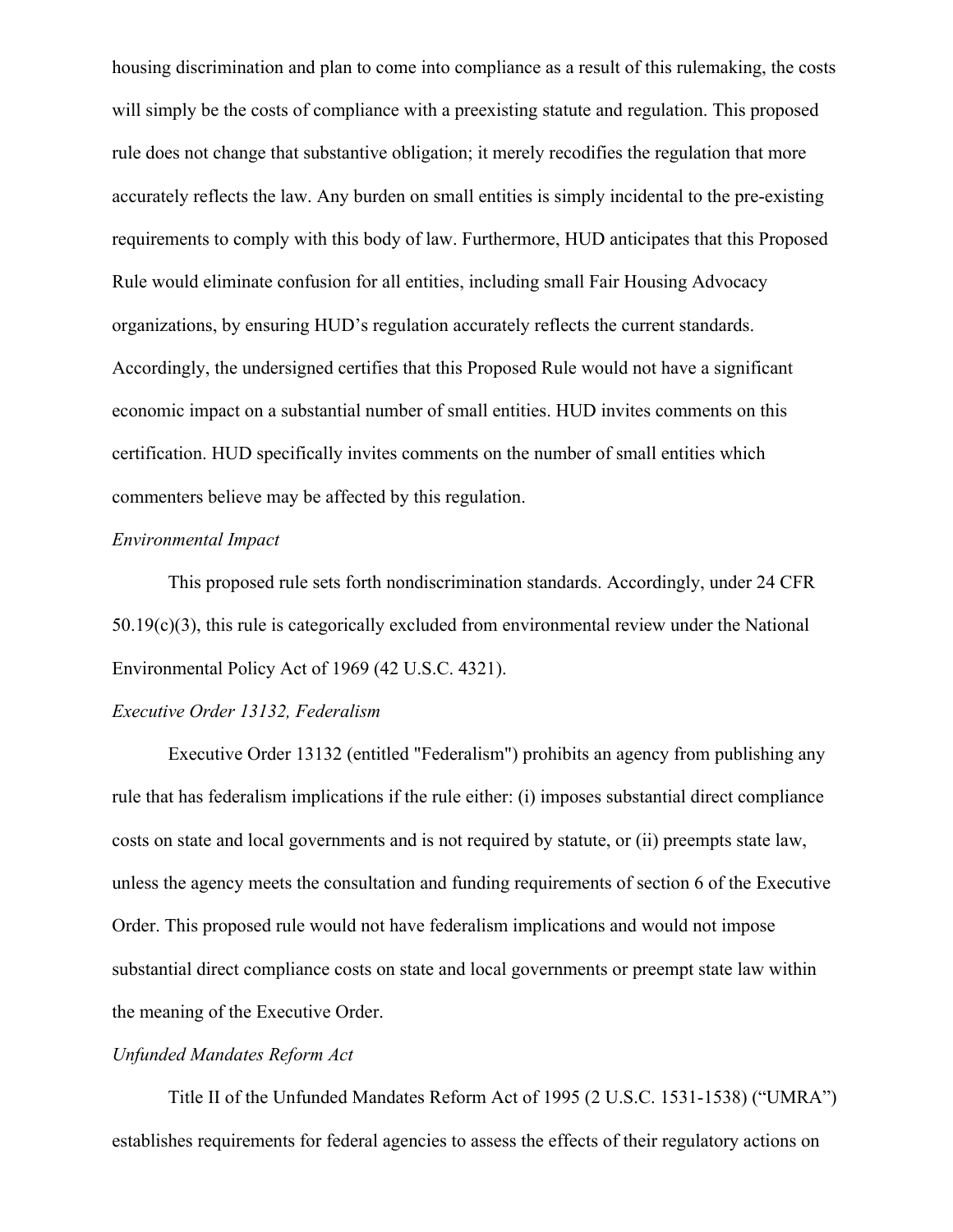housing discrimination and plan to come into compliance as a result of this rulemaking, the costs will simply be the costs of compliance with a preexisting statute and regulation. This proposed rule does not change that substantive obligation; it merely recodifies the regulation that more accurately reflects the law. Any burden on small entities is simply incidental to the pre-existing requirements to comply with this body of law. Furthermore, HUD anticipates that this Proposed Rule would eliminate confusion for all entities, including small Fair Housing Advocacy organizations, by ensuring HUD's regulation accurately reflects the current standards. Accordingly, the undersigned certifies that this Proposed Rule would not have a significant economic impact on a substantial number of small entities. HUD invites comments on this certification. HUD specifically invites comments on the number of small entities which commenters believe may be affected by this regulation.

*Environmental Impact*

This proposed rule sets forth nondiscrimination standards. Accordingly, under 24 CFR 50.19(c)(3), this rule is categorically excluded from environmental review under the National Environmental Policy Act of 1969 (42 U.S.C. 4321).

*Executive Order 13132, Federalism*

Executive Order 13132 (entitled "Federalism") prohibits an agency from publishing any rule that has federalism implications if the rule either: (i) imposes substantial direct compliance costs on state and local governments and is not required by statute, or (ii) preempts state law, unless the agency meets the consultation and funding requirements of section 6 of the Executive Order. This proposed rule would not have federalism implications and would not impose substantial direct compliance costs on state and local governments or preempt state law within the meaning of the Executive Order.

*Unfunded Mandates Reform Act*

Title II of the Unfunded Mandates Reform Act of 1995 (2 U.S.C. 1531-1538) ("UMRA") establishes requirements for federal agencies to assess the effects of their regulatory actions on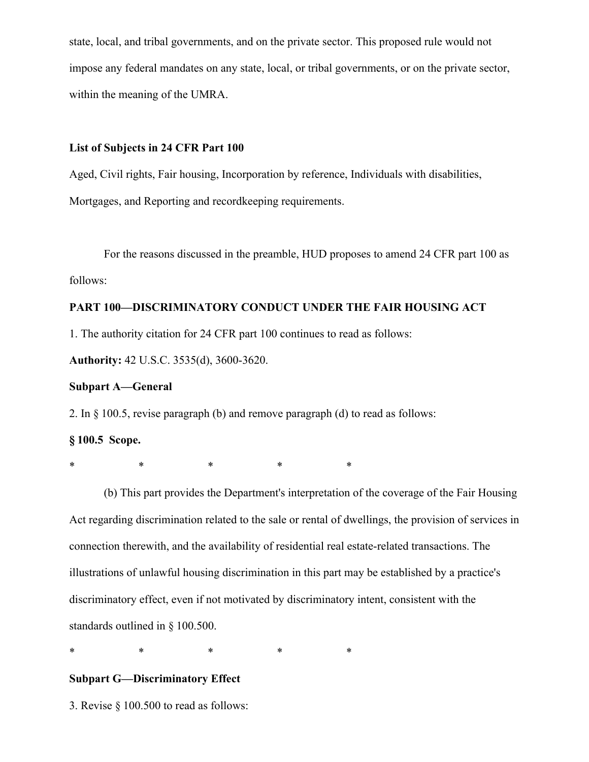state, local, and tribal governments, and on the private sector. This proposed rule would not impose any federal mandates on any state, local, or tribal governments, or on the private sector, within the meaning of the UMRA.

**List of Subjects in 24 CFR Part 100**

Aged, Civil rights, Fair housing, Incorporation by reference, Individuals with disabilities, Mortgages, and Reporting and recordkeeping requirements.

For the reasons discussed in the preamble, HUD proposes to amend 24 CFR part 100 as follows:

**PART 100—DISCRIMINATORY CONDUCT UNDER THE FAIR HOUSING ACT**

1. The authority citation for 24 CFR part 100 continues to read as follows:

**Authority:** 42 U.S.C. 3535(d), 3600-3620.

**Subpart A—General**

2. In § 100.5, revise paragraph (b) and remove paragraph (d) to read as follows:

**§ 100.5 Scope.**

\* \* \* \* \*

(b) This part provides the Department's interpretation of the coverage of the Fair Housing Act regarding discrimination related to the sale or rental of dwellings, the provision of services in connection therewith, and the availability of residential real estate-related transactions. The illustrations of unlawful housing discrimination in this part may be established by a practice's discriminatory effect, even if not motivated by discriminatory intent, consistent with the standards outlined in § 100.500.

\* \* \* \* \*

**Subpart G—Discriminatory Effect**

3. Revise § 100.500 to read as follows: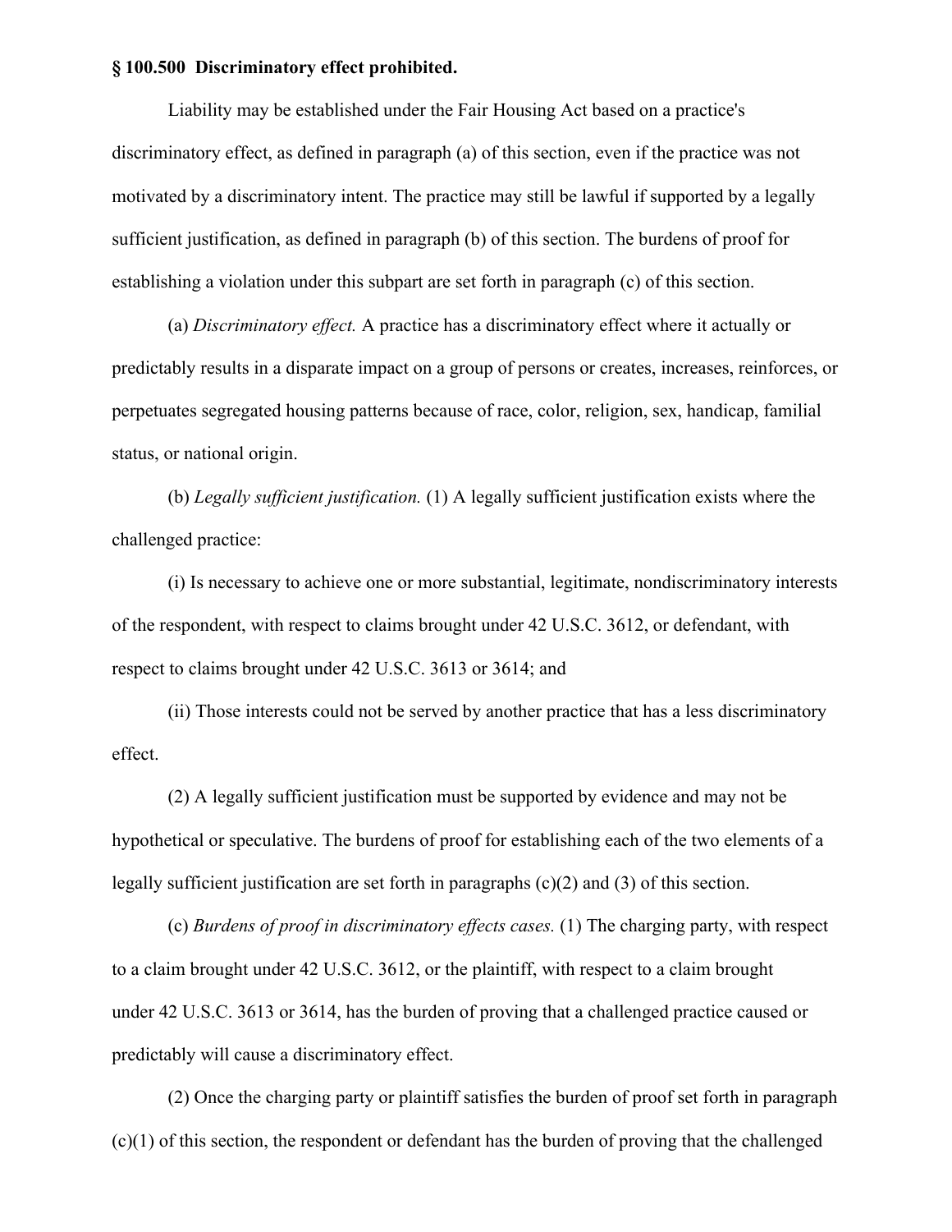**§ 100.500 Discriminatory effect prohibited.**

Liability may be established under the Fair Housing Act based on a practice's discriminatory effect, as defined in paragraph (a) of this section, even if the practice was not motivated by a discriminatory intent. The practice may still be lawful if supported by a legally sufficient justification, as defined in paragraph (b) of this section. The burdens of proof for establishing a violation under this subpart are set forth in paragraph (c) of this section.

(a) *Discriminatory effect.* A practice has a discriminatory effect where it actually or predictably results in a disparate impact on a group of persons or creates, increases, reinforces, or perpetuates segregated housing patterns because of race, color, religion, sex, handicap, familial status, or national origin.

(b) *Legally sufficient justification.* (1) A legally sufficient justification exists where the challenged practice:

(i) Is necessary to achieve one or more substantial, legitimate, nondiscriminatory interests of the respondent, with respect to claims brought under 42 U.S.C. 3612, or defendant, with respect to claims brought under 42 U.S.C. 3613 or 3614; and

(ii) Those interests could not be served by another practice that has a less discriminatory effect.

(2) A legally sufficient justification must be supported by evidence and may not be hypothetical or speculative. The burdens of proof for establishing each of the two elements of a legally sufficient justification are set forth in paragraphs (c)(2) and (3) of this section.

(c) *Burdens of proof in discriminatory effects cases.* (1) The charging party, with respect to a claim brought under 42 U.S.C. 3612, or the plaintiff, with respect to a claim brought under 42 U.S.C. 3613 or 3614, has the burden of proving that a challenged practice caused or predictably will cause a discriminatory effect.

(2) Once the charging party or plaintiff satisfies the burden of proof set forth in paragraph (c)(1) of this section, the respondent or defendant has the burden of proving that the challenged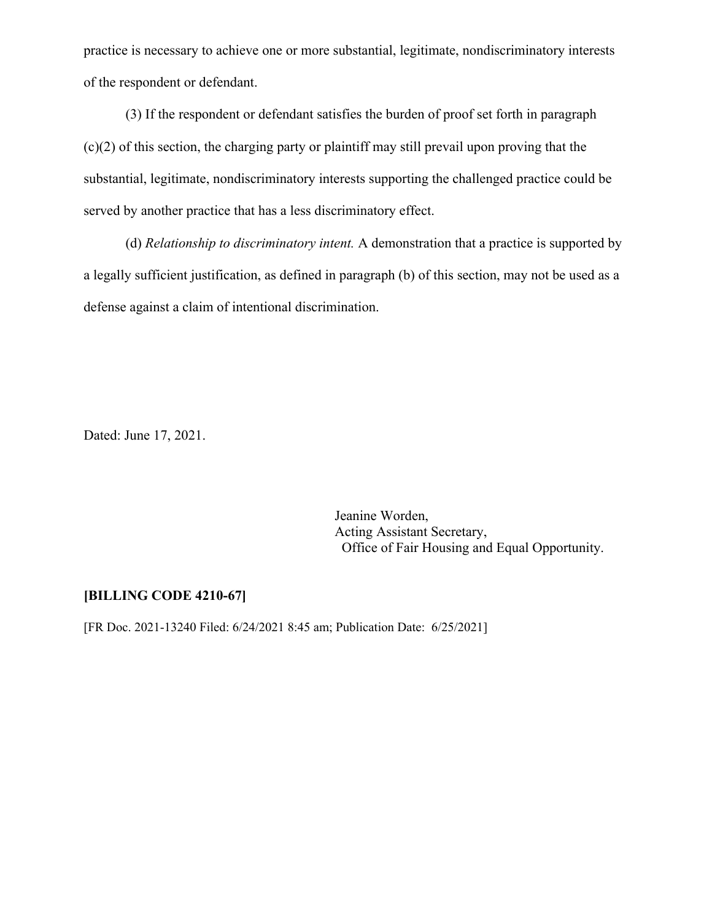practice is necessary to achieve one or more substantial, legitimate, nondiscriminatory interests of the respondent or defendant.

(3) If the respondent or defendant satisfies the burden of proof set forth in paragraph (c)(2) of this section, the charging party or plaintiff may still prevail upon proving that the substantial, legitimate, nondiscriminatory interests supporting the challenged practice could be served by another practice that has a less discriminatory effect.

(d) *Relationship to discriminatory intent.* A demonstration that a practice is supported by a legally sufficient justification, as defined in paragraph (b) of this section, may not be used as a defense against a claim of intentional discrimination.

Dated: June 17, 2021.

Jeanine Worden,
Acting Assistant Secretary,
Office of Fair Housing and Equal Opportunity.

**[BILLING CODE 4210-67]**

[FR Doc. 2021-13240 Filed: 6/24/2021 8:45 am; Publication Date: 6/25/2021]